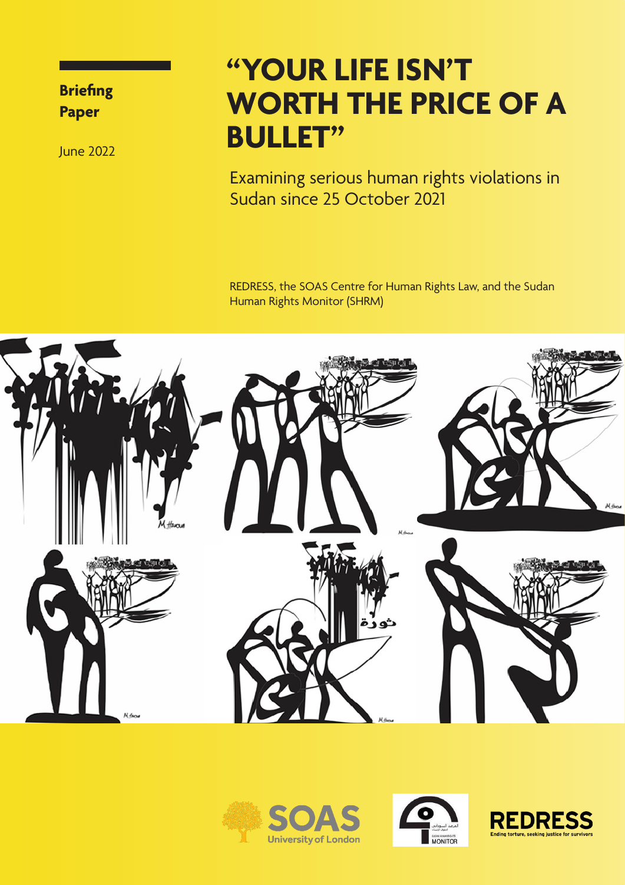**Briefing Paper**

June 2022

# "YOUR LIFE ISN'T WORTH THE PRICE OF A BULLET"

## Examining serious human rights violations in Sudan since 25 October 2021

REDRESS, the SOAS Centre for Human Rights Law, and the Sudan Human Rights Monitor (SHRM)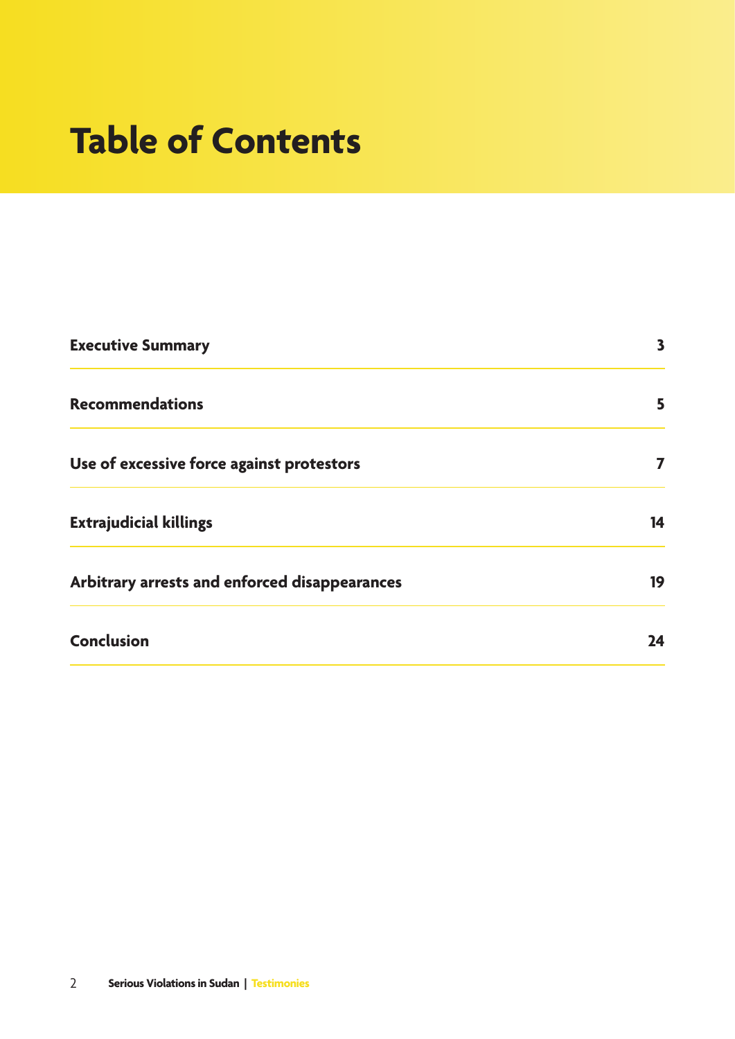# Table of Contents

| | |
|---|---|
| **Executive Summary** | **3** |
| **Recommendations** | **5** |
| **Use of excessive force against protestors** | **7** |
| **Extrajudicial killings** | **14** |
| **Arbitrary arrests and enforced disappearances** | **19** |
| **Conclusion** | **24** |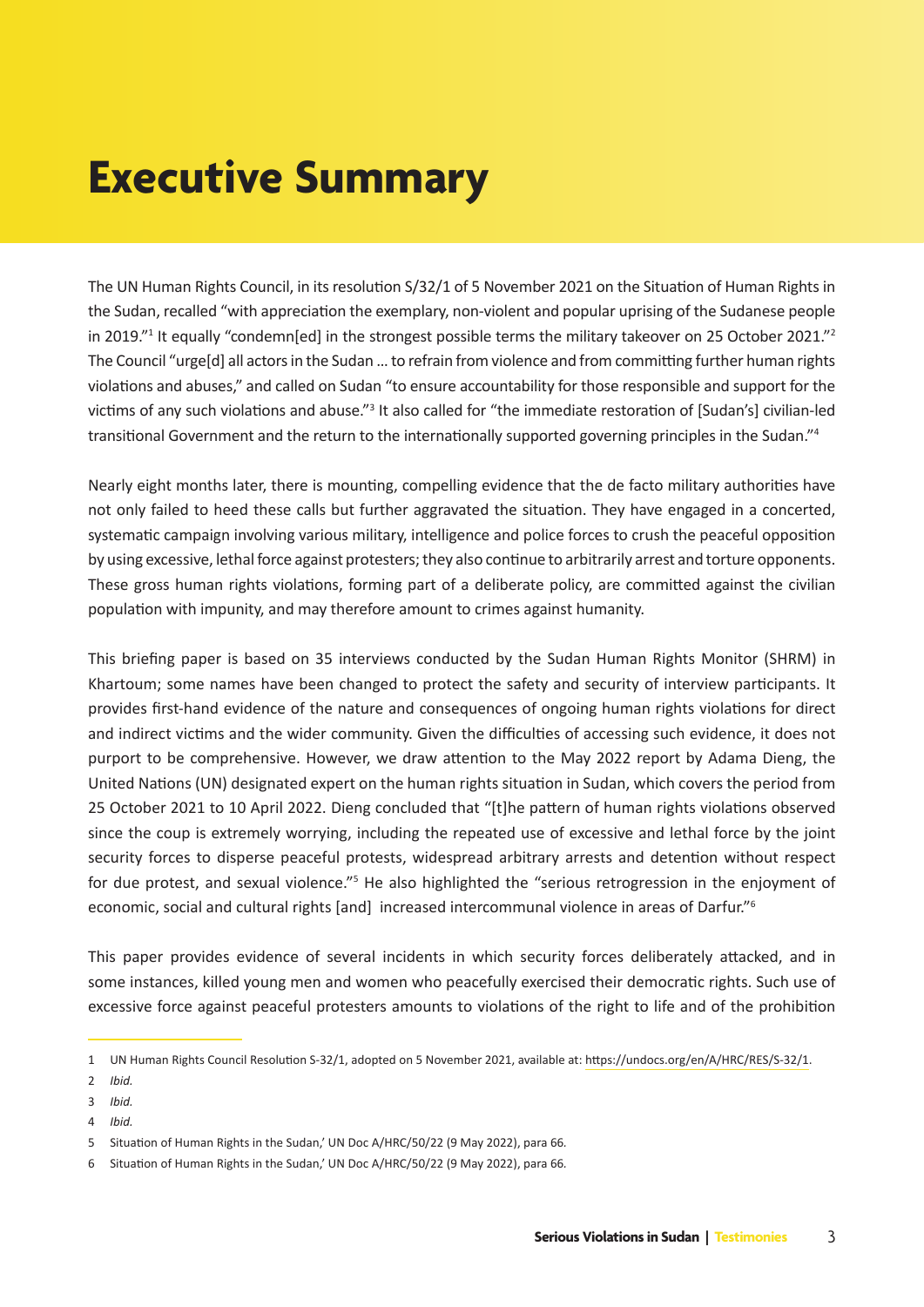# Executive Summary

The UN Human Rights Council, in its resolution S/32/1 of 5 November 2021 on the Situation of Human Rights in the Sudan, recalled "with appreciation the exemplary, non-violent and popular uprising of the Sudanese people in 2019."[1] It equally "condemn[ed] in the strongest possible terms the military takeover on 25 October 2021."[2] The Council "urge[d] all actors in the Sudan … to refrain from violence and from committing further human rights violations and abuses," and called on Sudan "to ensure accountability for those responsible and support for the victims of any such violations and abuse."[3] It also called for "the immediate restoration of [Sudan's] civilian-led transitional Government and the return to the internationally supported governing principles in the Sudan."[4]

Nearly eight months later, there is mounting, compelling evidence that the de facto military authorities have not only failed to heed these calls but further aggravated the situation. They have engaged in a concerted, systematic campaign involving various military, intelligence and police forces to crush the peaceful opposition by using excessive, lethal force against protesters; they also continue to arbitrarily arrest and torture opponents. These gross human rights violations, forming part of a deliberate policy, are committed against the civilian population with impunity, and may therefore amount to crimes against humanity.

This briefing paper is based on 35 interviews conducted by the Sudan Human Rights Monitor (SHRM) in Khartoum; some names have been changed to protect the safety and security of interview participants. It provides first-hand evidence of the nature and consequences of ongoing human rights violations for direct and indirect victims and the wider community. Given the difficulties of accessing such evidence, it does not purport to be comprehensive. However, we draw attention to the May 2022 report by Adama Dieng, the United Nations (UN) designated expert on the human rights situation in Sudan, which covers the period from 25 October 2021 to 10 April 2022. Dieng concluded that "[t]he pattern of human rights violations observed since the coup is extremely worrying, including the repeated use of excessive and lethal force by the joint security forces to disperse peaceful protests, widespread arbitrary arrests and detention without respect for due protest, and sexual violence."[5] He also highlighted the "serious retrogression in the enjoyment of economic, social and cultural rights [and] increased intercommunal violence in areas of Darfur."[6]

This paper provides evidence of several incidents in which security forces deliberately attacked, and in some instances, killed young men and women who peacefully exercised their democratic rights. Such use of excessive force against peaceful protesters amounts to violations of the right to life and of the prohibition

---

1 UN Human Rights Council Resolution S-32/1, adopted on 5 November 2021, available at: https://undocs.org/en/A/HRC/RES/S-32/1.

2 *Ibid.*

3 *Ibid.*

4 *Ibid.*

5 Situation of Human Rights in the Sudan,' UN Doc A/HRC/50/22 (9 May 2022), para 66.

6 Situation of Human Rights in the Sudan,' UN Doc A/HRC/50/22 (9 May 2022), para 66.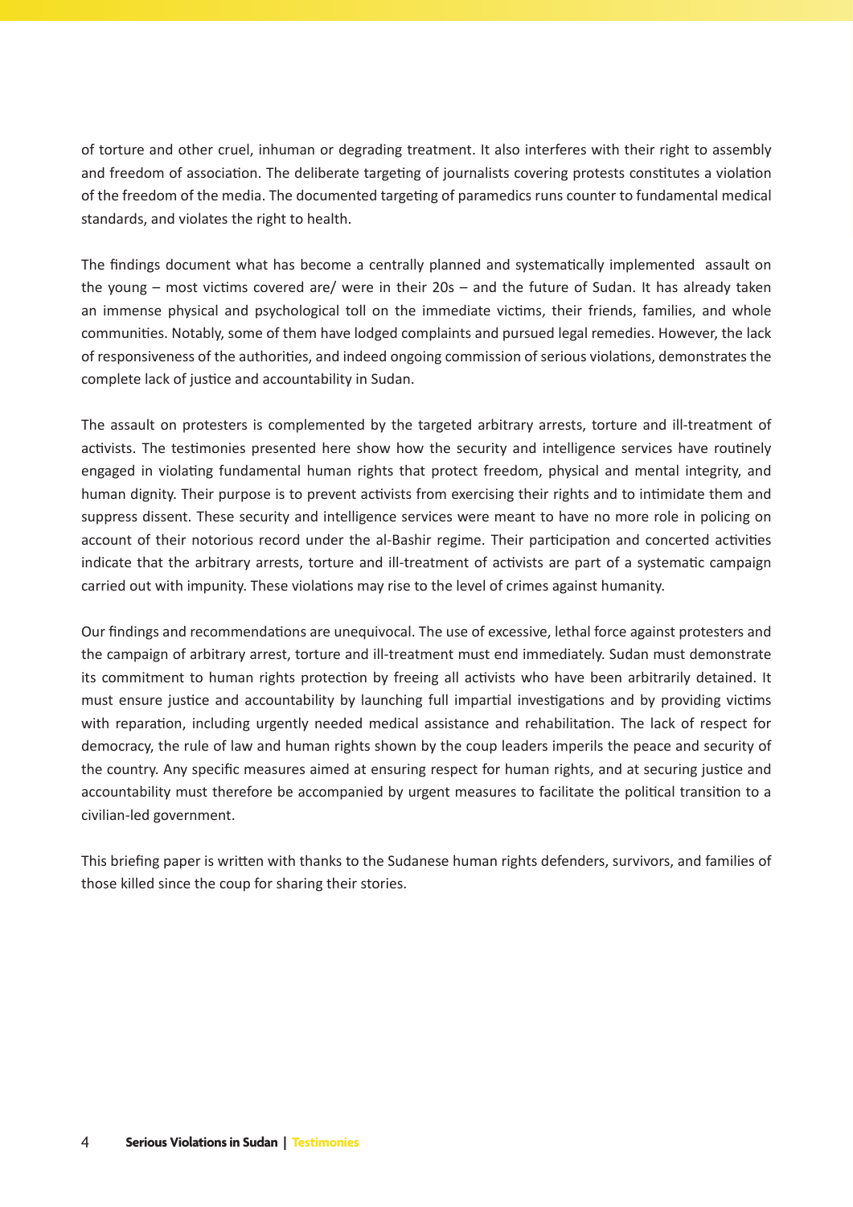of torture and other cruel, inhuman or degrading treatment. It also interferes with their right to assembly and freedom of association. The deliberate targeting of journalists covering protests constitutes a violation of the freedom of the media. The documented targeting of paramedics runs counter to fundamental medical standards, and violates the right to health.

The findings document what has become a centrally planned and systematically implemented assault on the young – most victims covered are/ were in their 20s – and the future of Sudan. It has already taken an immense physical and psychological toll on the immediate victims, their friends, families, and whole communities. Notably, some of them have lodged complaints and pursued legal remedies. However, the lack of responsiveness of the authorities, and indeed ongoing commission of serious violations, demonstrates the complete lack of justice and accountability in Sudan.

The assault on protesters is complemented by the targeted arbitrary arrests, torture and ill-treatment of activists. The testimonies presented here show how the security and intelligence services have routinely engaged in violating fundamental human rights that protect freedom, physical and mental integrity, and human dignity. Their purpose is to prevent activists from exercising their rights and to intimidate them and suppress dissent. These security and intelligence services were meant to have no more role in policing on account of their notorious record under the al-Bashir regime. Their participation and concerted activities indicate that the arbitrary arrests, torture and ill-treatment of activists are part of a systematic campaign carried out with impunity. These violations may rise to the level of crimes against humanity.

Our findings and recommendations are unequivocal. The use of excessive, lethal force against protesters and the campaign of arbitrary arrest, torture and ill-treatment must end immediately. Sudan must demonstrate its commitment to human rights protection by freeing all activists who have been arbitrarily detained. It must ensure justice and accountability by launching full impartial investigations and by providing victims with reparation, including urgently needed medical assistance and rehabilitation. The lack of respect for democracy, the rule of law and human rights shown by the coup leaders imperils the peace and security of the country. Any specific measures aimed at ensuring respect for human rights, and at securing justice and accountability must therefore be accompanied by urgent measures to facilitate the political transition to a civilian-led government.

This briefing paper is written with thanks to the Sudanese human rights defenders, survivors, and families of those killed since the coup for sharing their stories.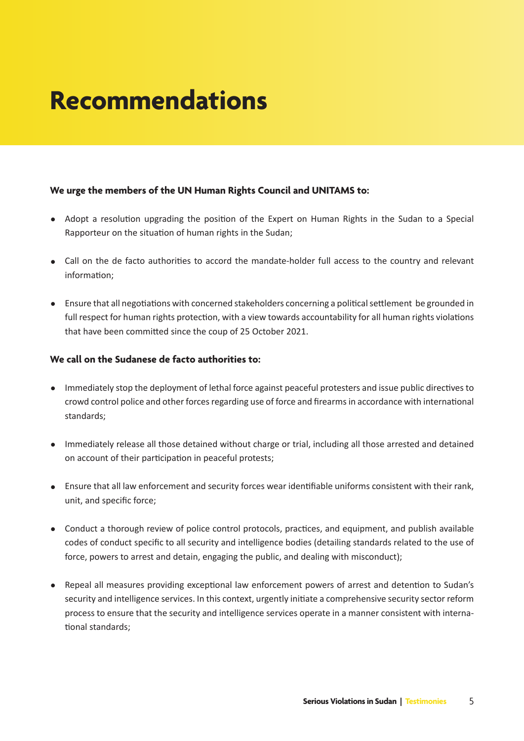# Recommendations

**We urge the members of the UN Human Rights Council and UNITAMS to:**

- Adopt a resolution upgrading the position of the Expert on Human Rights in the Sudan to a Special Rapporteur on the situation of human rights in the Sudan;
- Call on the de facto authorities to accord the mandate-holder full access to the country and relevant information;
- Ensure that all negotiations with concerned stakeholders concerning a political settlement be grounded in full respect for human rights protection, with a view towards accountability for all human rights violations that have been committed since the coup of 25 October 2021.

**We call on the Sudanese de facto authorities to:**

- Immediately stop the deployment of lethal force against peaceful protesters and issue public directives to crowd control police and other forces regarding use of force and firearms in accordance with international standards;
- Immediately release all those detained without charge or trial, including all those arrested and detained on account of their participation in peaceful protests;
- Ensure that all law enforcement and security forces wear identifiable uniforms consistent with their rank, unit, and specific force;
- Conduct a thorough review of police control protocols, practices, and equipment, and publish available codes of conduct specific to all security and intelligence bodies (detailing standards related to the use of force, powers to arrest and detain, engaging the public, and dealing with misconduct);
- Repeal all measures providing exceptional law enforcement powers of arrest and detention to Sudan's security and intelligence services. In this context, urgently initiate a comprehensive security sector reform process to ensure that the security and intelligence services operate in a manner consistent with international standards;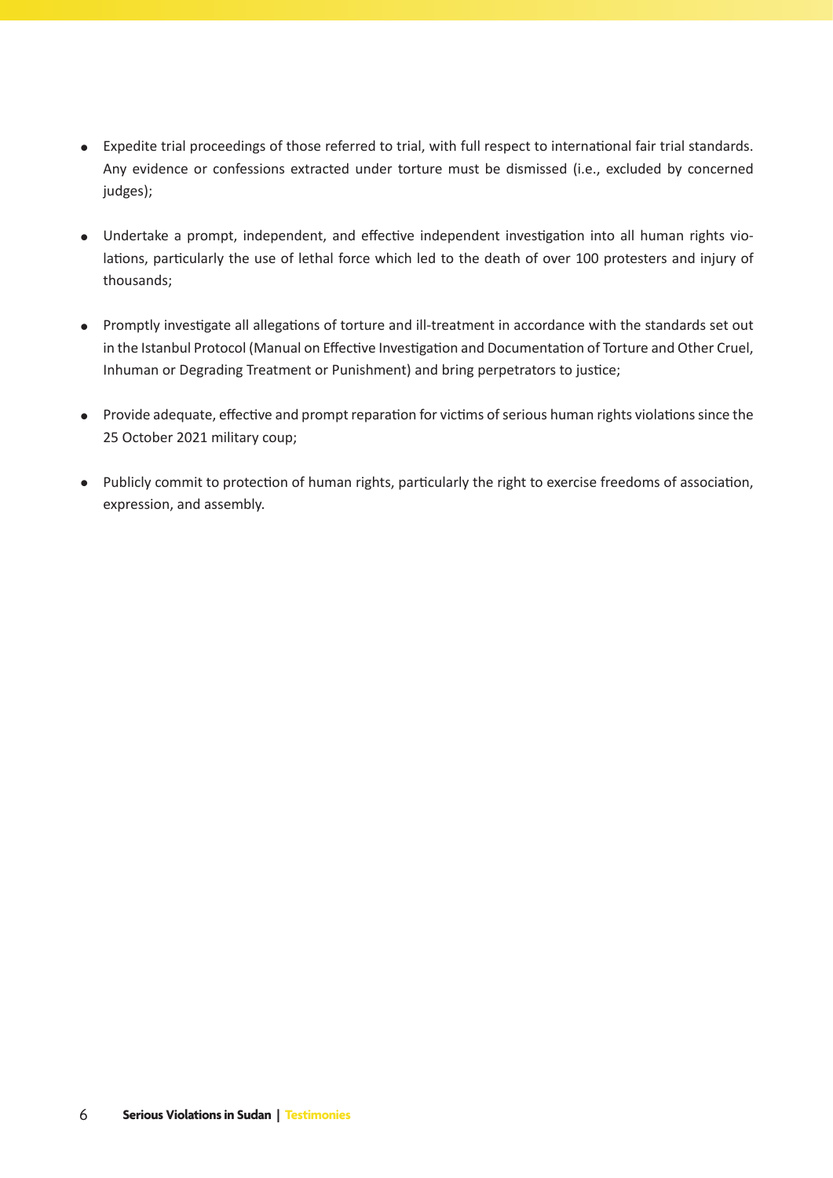- Expedite trial proceedings of those referred to trial, with full respect to international fair trial standards. Any evidence or confessions extracted under torture must be dismissed (i.e., excluded by concerned judges);

- Undertake a prompt, independent, and effective independent investigation into all human rights violations, particularly the use of lethal force which led to the death of over 100 protesters and injury of thousands;

- Promptly investigate all allegations of torture and ill-treatment in accordance with the standards set out in the Istanbul Protocol (Manual on Effective Investigation and Documentation of Torture and Other Cruel, Inhuman or Degrading Treatment or Punishment) and bring perpetrators to justice;

- Provide adequate, effective and prompt reparation for victims of serious human rights violations since the 25 October 2021 military coup;

- Publicly commit to protection of human rights, particularly the right to exercise freedoms of association, expression, and assembly.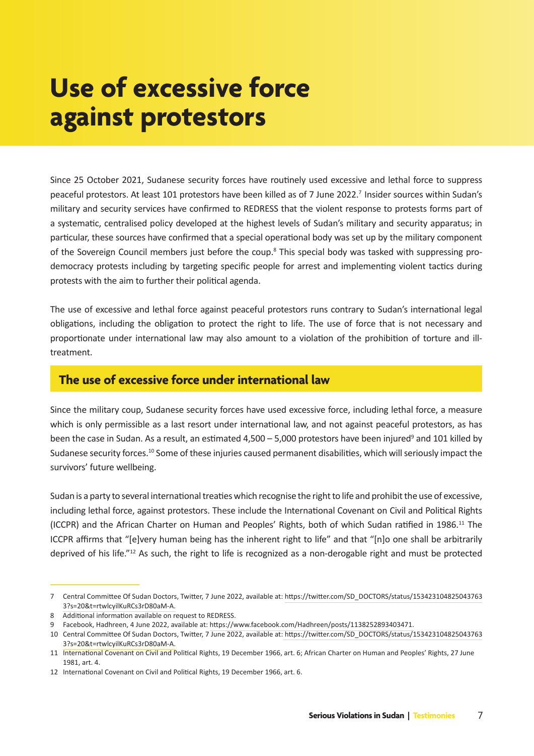# Use of excessive force against protestors

Since 25 October 2021, Sudanese security forces have routinely used excessive and lethal force to suppress peaceful protestors. At least 101 protestors have been killed as of 7 June 2022.[7] Insider sources within Sudan's military and security services have confirmed to REDRESS that the violent response to protests forms part of a systematic, centralised policy developed at the highest levels of Sudan's military and security apparatus; in particular, these sources have confirmed that a special operational body was set up by the military component of the Sovereign Council members just before the coup.[8] This special body was tasked with suppressing pro-democracy protests including by targeting specific people for arrest and implementing violent tactics during protests with the aim to further their political agenda.

The use of excessive and lethal force against peaceful protestors runs contrary to Sudan's international legal obligations, including the obligation to protect the right to life. The use of force that is not necessary and proportionate under international law may also amount to a violation of the prohibition of torture and ill-treatment.

## The use of excessive force under international law

Since the military coup, Sudanese security forces have used excessive force, including lethal force, a measure which is only permissible as a last resort under international law, and not against peaceful protestors, as has been the case in Sudan. As a result, an estimated 4,500 – 5,000 protestors have been injured[9] and 101 killed by Sudanese security forces.[10] Some of these injuries caused permanent disabilities, which will seriously impact the survivors' future wellbeing.

Sudan is a party to several international treaties which recognise the right to life and prohibit the use of excessive, including lethal force, against protestors. These include the International Covenant on Civil and Political Rights (ICCPR) and the African Charter on Human and Peoples' Rights, both of which Sudan ratified in 1986.[11] The ICCPR affirms that "[e]very human being has the inherent right to life" and that "[n]o one shall be arbitrarily deprived of his life."[12] As such, the right to life is recognized as a non-derogable right and must be protected

---

7 Central Committee Of Sudan Doctors, Twitter, 7 June 2022, available at: https://twitter.com/SD_DOCTORS/status/1534231048250437633?s=20&t=rtwlcyilKuRCs3rD80aM-A.

8 Additional information available on request to REDRESS.

9 Facebook, Hadhreen, 4 June 2022, available at: https://www.facebook.com/Hadhreen/posts/1138252893403471.

10 Central Committee Of Sudan Doctors, Twitter, 7 June 2022, available at: https://twitter.com/SD_DOCTORS/status/1534231048250437633?s=20&t=rtwlcyilKuRCs3rD80aM-A.

11 International Covenant on Civil and Political Rights, 19 December 1966, art. 6; African Charter on Human and Peoples' Rights, 27 June 1981, art. 4.

12 International Covenant on Civil and Political Rights, 19 December 1966, art. 6.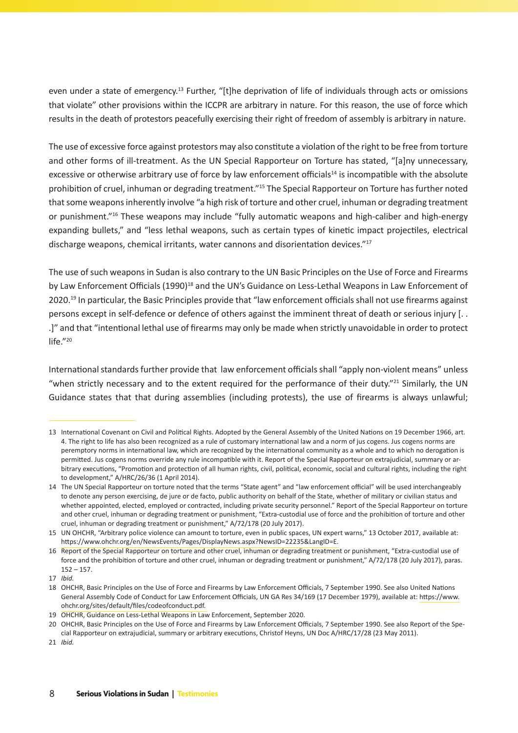even under a state of emergency.[13] Further, "[t]he deprivation of life of individuals through acts or omissions that violate" other provisions within the ICCPR are arbitrary in nature. For this reason, the use of force which results in the death of protestors peacefully exercising their right of freedom of assembly is arbitrary in nature.

The use of excessive force against protestors may also constitute a violation of the right to be free from torture and other forms of ill-treatment. As the UN Special Rapporteur on Torture has stated, "[a]ny unnecessary, excessive or otherwise arbitrary use of force by law enforcement officials[14] is incompatible with the absolute prohibition of cruel, inhuman or degrading treatment."[15] The Special Rapporteur on Torture has further noted that some weapons inherently involve "a high risk of torture and other cruel, inhuman or degrading treatment or punishment."[16] These weapons may include "fully automatic weapons and high-caliber and high-energy expanding bullets," and "less lethal weapons, such as certain types of kinetic impact projectiles, electrical discharge weapons, chemical irritants, water cannons and disorientation devices."[17]

The use of such weapons in Sudan is also contrary to the UN Basic Principles on the Use of Force and Firearms by Law Enforcement Officials (1990)[18] and the UN's Guidance on Less-Lethal Weapons in Law Enforcement of 2020.[19] In particular, the Basic Principles provide that "law enforcement officials shall not use firearms against persons except in self-defence or defence of others against the imminent threat of death or serious injury [. . .]" and that "intentional lethal use of firearms may only be made when strictly unavoidable in order to protect life."[20]

International standards further provide that law enforcement officials shall "apply non-violent means" unless "when strictly necessary and to the extent required for the performance of their duty."[21] Similarly, the UN Guidance states that that during assemblies (including protests), the use of firearms is always unlawful;

---

13 International Covenant on Civil and Political Rights. Adopted by the General Assembly of the United Nations on 19 December 1966, art. 4. The right to life has also been recognized as a rule of customary international law and a norm of jus cogens. Jus cogens norms are peremptory norms in international law, which are recognized by the international community as a whole and to which no derogation is permitted. Jus cogens norms override any rule incompatible with it. Report of the Special Rapporteur on extrajudicial, summary or arbitrary executions, "Promotion and protection of all human rights, civil, political, economic, social and cultural rights, including the right to development," A/HRC/26/36 (1 April 2014).

14 The UN Special Rapporteur on torture noted that the terms "State agent" and "law enforcement official" will be used interchangeably to denote any person exercising, de jure or de facto, public authority on behalf of the State, whether of military or civilian status and whether appointed, elected, employed or contracted, including private security personnel." Report of the Special Rapporteur on torture and other cruel, inhuman or degrading treatment or punishment, "Extra-custodial use of force and the prohibition of torture and other cruel, inhuman or degrading treatment or punishment," A/72/178 (20 July 2017).

15 UN OHCHR, "Arbitrary police violence can amount to torture, even in public spaces, UN expert warns," 13 October 2017, available at: https://www.ohchr.org/en/NewsEvents/Pages/DisplayNews.aspx?NewsID=22235&LangID=E.

16 Report of the Special Rapporteur on torture and other cruel, inhuman or degrading treatment or punishment, "Extra-custodial use of force and the prohibition of torture and other cruel, inhuman or degrading treatment or punishment," A/72/178 (20 July 2017), paras. 152 – 157.

17 *Ibid.*

18 OHCHR, Basic Principles on the Use of Force and Firearms by Law Enforcement Officials, 7 September 1990. See also United Nations General Assembly Code of Conduct for Law Enforcement Officials, UN GA Res 34/169 (17 December 1979), available at: https://www.ohchr.org/sites/default/files/codeofconduct.pdf.

19 OHCHR, Guidance on Less-Lethal Weapons in Law Enforcement, September 2020.

20 OHCHR, Basic Principles on the Use of Force and Firearms by Law Enforcement Officials, 7 September 1990. See also Report of the Special Rapporteur on extrajudicial, summary or arbitrary executions, Christof Heyns, UN Doc A/HRC/17/28 (23 May 2011).

21 *Ibid.*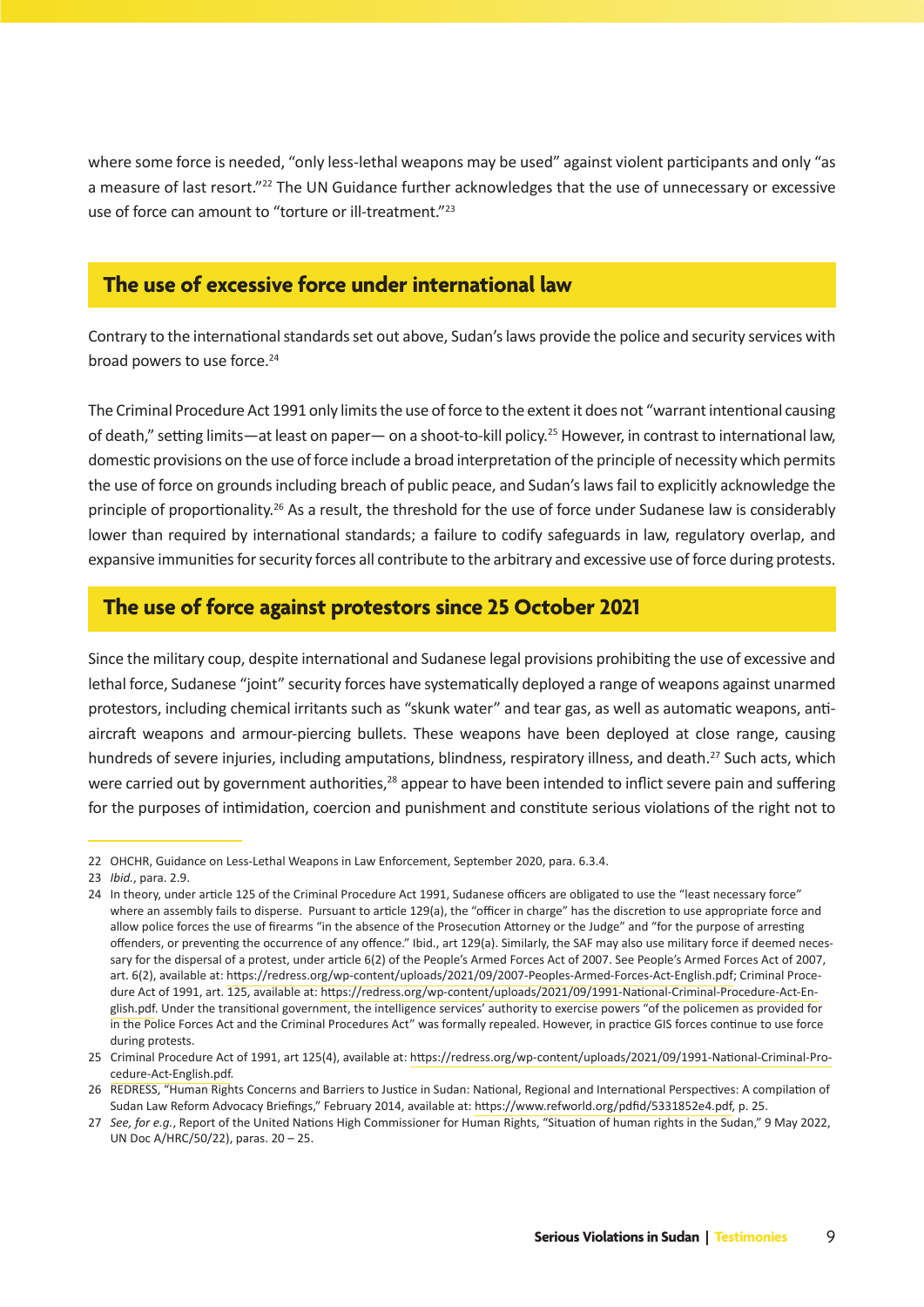where some force is needed, "only less-lethal weapons may be used" against violent participants and only "as a measure of last resort."[22] The UN Guidance further acknowledges that the use of unnecessary or excessive use of force can amount to "torture or ill-treatment."[23]

## The use of excessive force under international law

Contrary to the international standards set out above, Sudan's laws provide the police and security services with broad powers to use force.[24]

The Criminal Procedure Act 1991 only limits the use of force to the extent it does not "warrant intentional causing of death," setting limits—at least on paper— on a shoot-to-kill policy.[25] However, in contrast to international law, domestic provisions on the use of force include a broad interpretation of the principle of necessity which permits the use of force on grounds including breach of public peace, and Sudan's laws fail to explicitly acknowledge the principle of proportionality.[26] As a result, the threshold for the use of force under Sudanese law is considerably lower than required by international standards; a failure to codify safeguards in law, regulatory overlap, and expansive immunities for security forces all contribute to the arbitrary and excessive use of force during protests.

## The use of force against protestors since 25 October 2021

Since the military coup, despite international and Sudanese legal provisions prohibiting the use of excessive and lethal force, Sudanese "joint" security forces have systematically deployed a range of weapons against unarmed protestors, including chemical irritants such as "skunk water" and tear gas, as well as automatic weapons, anti-aircraft weapons and armour-piercing bullets. These weapons have been deployed at close range, causing hundreds of severe injuries, including amputations, blindness, respiratory illness, and death.[27] Such acts, which were carried out by government authorities,[28] appear to have been intended to inflict severe pain and suffering for the purposes of intimidation, coercion and punishment and constitute serious violations of the right not to

---

22 OHCHR, Guidance on Less-Lethal Weapons in Law Enforcement, September 2020, para. 6.3.4.

23 *Ibid.*, para. 2.9.

24 In theory, under article 125 of the Criminal Procedure Act 1991, Sudanese officers are obligated to use the "least necessary force" where an assembly fails to disperse. Pursuant to article 129(a), the "officer in charge" has the discretion to use appropriate force and allow police forces the use of firearms "in the absence of the Prosecution Attorney or the Judge" and "for the purpose of arresting offenders, or preventing the occurrence of any offence." Ibid., art 129(a). Similarly, the SAF may also use military force if deemed necessary for the dispersal of a protest, under article 6(2) of the People's Armed Forces Act of 2007. See People's Armed Forces Act of 2007, art. 6(2), available at: https://redress.org/wp-content/uploads/2021/09/2007-Peoples-Armed-Forces-Act-English.pdf; Criminal Procedure Act of 1991, art. 125, available at: https://redress.org/wp-content/uploads/2021/09/1991-National-Criminal-Procedure-Act-English.pdf. Under the transitional government, the intelligence services' authority to exercise powers "of the policemen as provided for in the Police Forces Act and the Criminal Procedures Act" was formally repealed. However, in practice GIS forces continue to use force during protests.

25 Criminal Procedure Act of 1991, art 125(4), available at: https://redress.org/wp-content/uploads/2021/09/1991-National-Criminal-Procedure-Act-English.pdf.

26 REDRESS, "Human Rights Concerns and Barriers to Justice in Sudan: National, Regional and International Perspectives: A compilation of Sudan Law Reform Advocacy Briefings," February 2014, available at: https://www.refworld.org/pdfid/5331852e4.pdf, p. 25.

27 *See, for e.g.*, Report of the United Nations High Commissioner for Human Rights, "Situation of human rights in the Sudan," 9 May 2022, UN Doc A/HRC/50/22), paras. 20 – 25.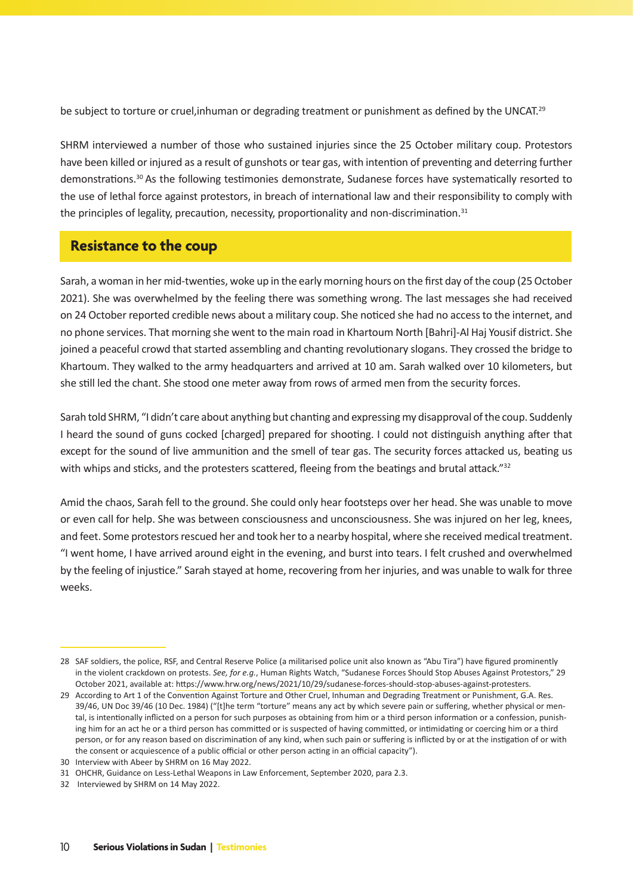be subject to torture or cruel,inhuman or degrading treatment or punishment as defined by the UNCAT.[29]

SHRM interviewed a number of those who sustained injuries since the 25 October military coup. Protestors have been killed or injured as a result of gunshots or tear gas, with intention of preventing and deterring further demonstrations.[30] As the following testimonies demonstrate, Sudanese forces have systematically resorted to the use of lethal force against protestors, in breach of international law and their responsibility to comply with the principles of legality, precaution, necessity, proportionality and non-discrimination.[31]

## Resistance to the coup

Sarah, a woman in her mid-twenties, woke up in the early morning hours on the first day of the coup (25 October 2021). She was overwhelmed by the feeling there was something wrong. The last messages she had received on 24 October reported credible news about a military coup. She noticed she had no access to the internet, and no phone services. That morning she went to the main road in Khartoum North [Bahri]-Al Haj Yousif district. She joined a peaceful crowd that started assembling and chanting revolutionary slogans. They crossed the bridge to Khartoum. They walked to the army headquarters and arrived at 10 am. Sarah walked over 10 kilometers, but she still led the chant. She stood one meter away from rows of armed men from the security forces.

Sarah told SHRM, "I didn't care about anything but chanting and expressing my disapproval of the coup. Suddenly I heard the sound of guns cocked [charged] prepared for shooting. I could not distinguish anything after that except for the sound of live ammunition and the smell of tear gas. The security forces attacked us, beating us with whips and sticks, and the protesters scattered, fleeing from the beatings and brutal attack."[32]

Amid the chaos, Sarah fell to the ground. She could only hear footsteps over her head. She was unable to move or even call for help. She was between consciousness and unconsciousness. She was injured on her leg, knees, and feet. Some protestors rescued her and took her to a nearby hospital, where she received medical treatment. "I went home, I have arrived around eight in the evening, and burst into tears. I felt crushed and overwhelmed by the feeling of injustice." Sarah stayed at home, recovering from her injuries, and was unable to walk for three weeks.

---

28 SAF soldiers, the police, RSF, and Central Reserve Police (a militarised police unit also known as "Abu Tira") have figured prominently in the violent crackdown on protests. *See, for e.g.*, Human Rights Watch, "Sudanese Forces Should Stop Abuses Against Protestors," 29 October 2021, available at: https://www.hrw.org/news/2021/10/29/sudanese-forces-should-stop-abuses-against-protesters.

29 According to Art 1 of the Convention Against Torture and Other Cruel, Inhuman and Degrading Treatment or Punishment, G.A. Res. 39/46, UN Doc 39/46 (10 Dec. 1984) ("[t]he term "torture" means any act by which severe pain or suffering, whether physical or mental, is intentionally inflicted on a person for such purposes as obtaining from him or a third person information or a confession, punishing him for an act he or a third person has committed or is suspected of having committed, or intimidating or coercing him or a third person, or for any reason based on discrimination of any kind, when such pain or suffering is inflicted by or at the instigation of or with the consent or acquiescence of a public official or other person acting in an official capacity").

30 Interview with Abeer by SHRM on 16 May 2022.

31 OHCHR, Guidance on Less-Lethal Weapons in Law Enforcement, September 2020, para 2.3.

32 Interviewed by SHRM on 14 May 2022.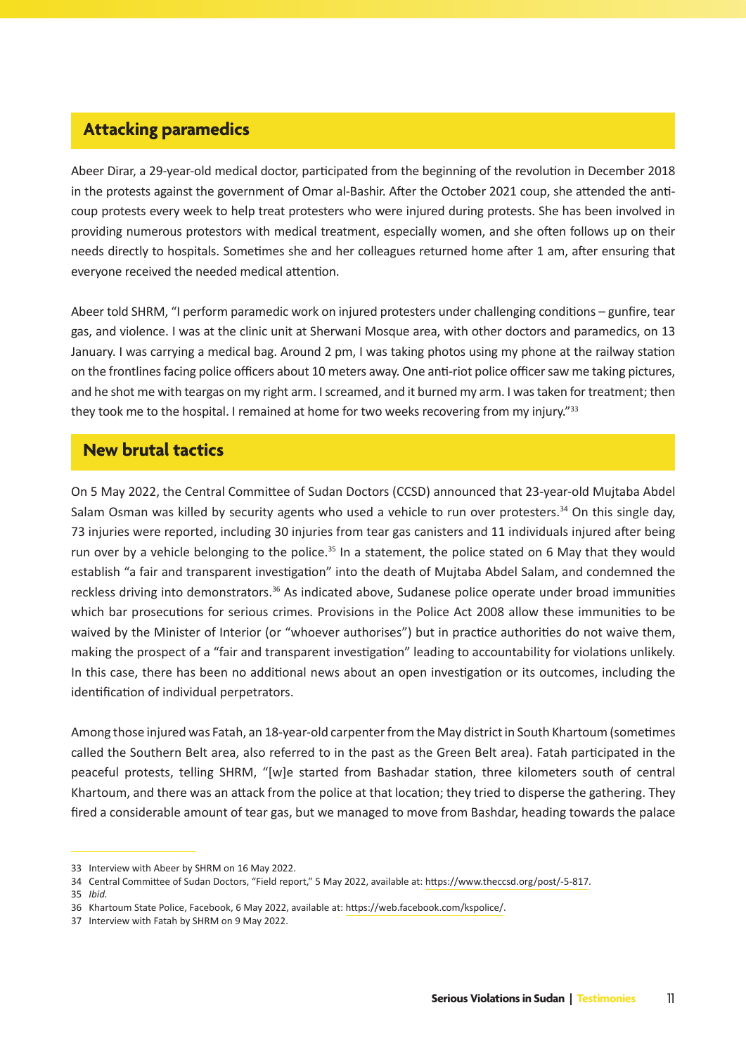## Attacking paramedics

Abeer Dirar, a 29-year-old medical doctor, participated from the beginning of the revolution in December 2018 in the protests against the government of Omar al-Bashir. After the October 2021 coup, she attended the anti-coup protests every week to help treat protesters who were injured during protests. She has been involved in providing numerous protestors with medical treatment, especially women, and she often follows up on their needs directly to hospitals. Sometimes she and her colleagues returned home after 1 am, after ensuring that everyone received the needed medical attention.

Abeer told SHRM, "I perform paramedic work on injured protesters under challenging conditions – gunfire, tear gas, and violence. I was at the clinic unit at Sherwani Mosque area, with other doctors and paramedics, on 13 January. I was carrying a medical bag. Around 2 pm, I was taking photos using my phone at the railway station on the frontlines facing police officers about 10 meters away. One anti-riot police officer saw me taking pictures, and he shot me with teargas on my right arm. I screamed, and it burned my arm. I was taken for treatment; then they took me to the hospital. I remained at home for two weeks recovering from my injury."[33]

## New brutal tactics

On 5 May 2022, the Central Committee of Sudan Doctors (CCSD) announced that 23-year-old Mujtaba Abdel Salam Osman was killed by security agents who used a vehicle to run over protesters.[34] On this single day, 73 injuries were reported, including 30 injuries from tear gas canisters and 11 individuals injured after being run over by a vehicle belonging to the police.[35] In a statement, the police stated on 6 May that they would establish "a fair and transparent investigation" into the death of Mujtaba Abdel Salam, and condemned the reckless driving into demonstrators.[36] As indicated above, Sudanese police operate under broad immunities which bar prosecutions for serious crimes. Provisions in the Police Act 2008 allow these immunities to be waived by the Minister of Interior (or "whoever authorises") but in practice authorities do not waive them, making the prospect of a "fair and transparent investigation" leading to accountability for violations unlikely. In this case, there has been no additional news about an open investigation or its outcomes, including the identification of individual perpetrators.

Among those injured was Fatah, an 18-year-old carpenter from the May district in South Khartoum (sometimes called the Southern Belt area, also referred to in the past as the Green Belt area). Fatah participated in the peaceful protests, telling SHRM, "[w]e started from Bashadar station, three kilometers south of central Khartoum, and there was an attack from the police at that location; they tried to disperse the gathering. They fired a considerable amount of tear gas, but we managed to move from Bashdar, heading towards the palace

---

33 Interview with Abeer by SHRM on 16 May 2022.

34 Central Committee of Sudan Doctors, "Field report," 5 May 2022, available at: https://www.theccsd.org/post/-5-817.

35 *Ibid.*

36 Khartoum State Police, Facebook, 6 May 2022, available at: https://web.facebook.com/kspolice/.

37 Interview with Fatah by SHRM on 9 May 2022.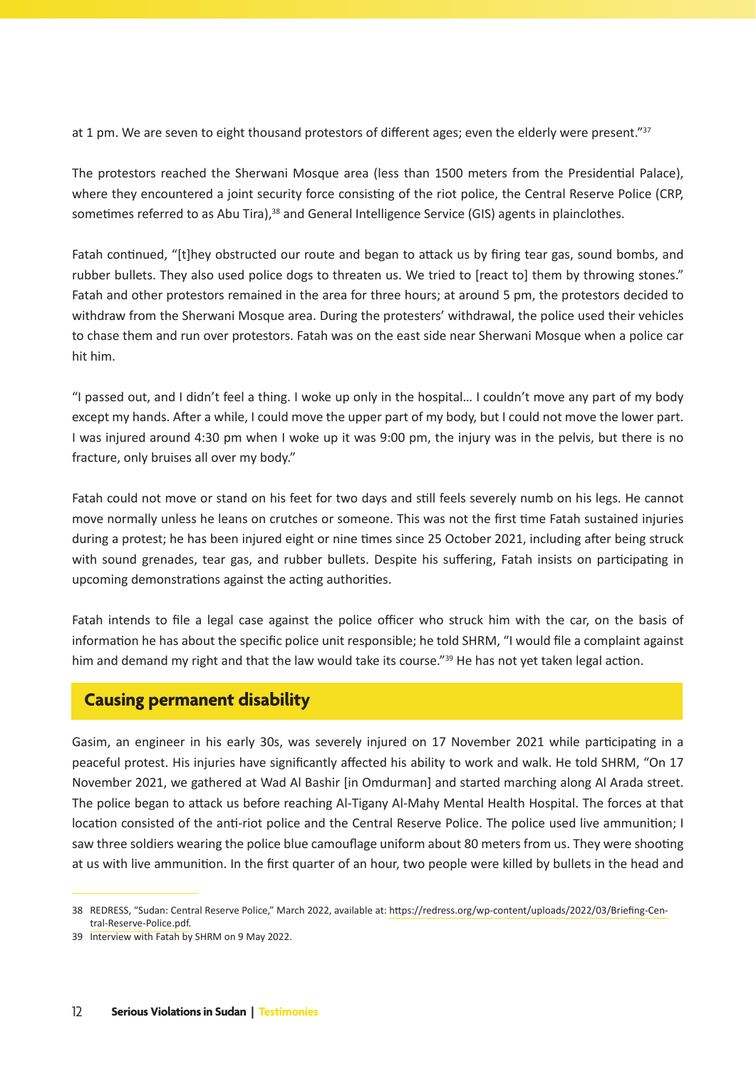at 1 pm. We are seven to eight thousand protestors of different ages; even the elderly were present."[37]

The protestors reached the Sherwani Mosque area (less than 1500 meters from the Presidential Palace), where they encountered a joint security force consisting of the riot police, the Central Reserve Police (CRP, sometimes referred to as Abu Tira),[38] and General Intelligence Service (GIS) agents in plainclothes.

Fatah continued, "[t]hey obstructed our route and began to attack us by firing tear gas, sound bombs, and rubber bullets. They also used police dogs to threaten us. We tried to [react to] them by throwing stones." Fatah and other protestors remained in the area for three hours; at around 5 pm, the protestors decided to withdraw from the Sherwani Mosque area. During the protesters' withdrawal, the police used their vehicles to chase them and run over protestors. Fatah was on the east side near Sherwani Mosque when a police car hit him.

"I passed out, and I didn't feel a thing. I woke up only in the hospital… I couldn't move any part of my body except my hands. After a while, I could move the upper part of my body, but I could not move the lower part. I was injured around 4:30 pm when I woke up it was 9:00 pm, the injury was in the pelvis, but there is no fracture, only bruises all over my body."

Fatah could not move or stand on his feet for two days and still feels severely numb on his legs. He cannot move normally unless he leans on crutches or someone. This was not the first time Fatah sustained injuries during a protest; he has been injured eight or nine times since 25 October 2021, including after being struck with sound grenades, tear gas, and rubber bullets. Despite his suffering, Fatah insists on participating in upcoming demonstrations against the acting authorities.

Fatah intends to file a legal case against the police officer who struck him with the car, on the basis of information he has about the specific police unit responsible; he told SHRM, "I would file a complaint against him and demand my right and that the law would take its course."[39] He has not yet taken legal action.

## Causing permanent disability

Gasim, an engineer in his early 30s, was severely injured on 17 November 2021 while participating in a peaceful protest. His injuries have significantly affected his ability to work and walk. He told SHRM, "On 17 November 2021, we gathered at Wad Al Bashir [in Omdurman] and started marching along Al Arada street. The police began to attack us before reaching Al-Tigany Al-Mahy Mental Health Hospital. The forces at that location consisted of the anti-riot police and the Central Reserve Police. The police used live ammunition; I saw three soldiers wearing the police blue camouflage uniform about 80 meters from us. They were shooting at us with live ammunition. In the first quarter of an hour, two people were killed by bullets in the head and

---

38 REDRESS, "Sudan: Central Reserve Police," March 2022, available at: https://redress.org/wp-content/uploads/2022/03/Briefing-Central-Reserve-Police.pdf.

39 Interview with Fatah by SHRM on 9 May 2022.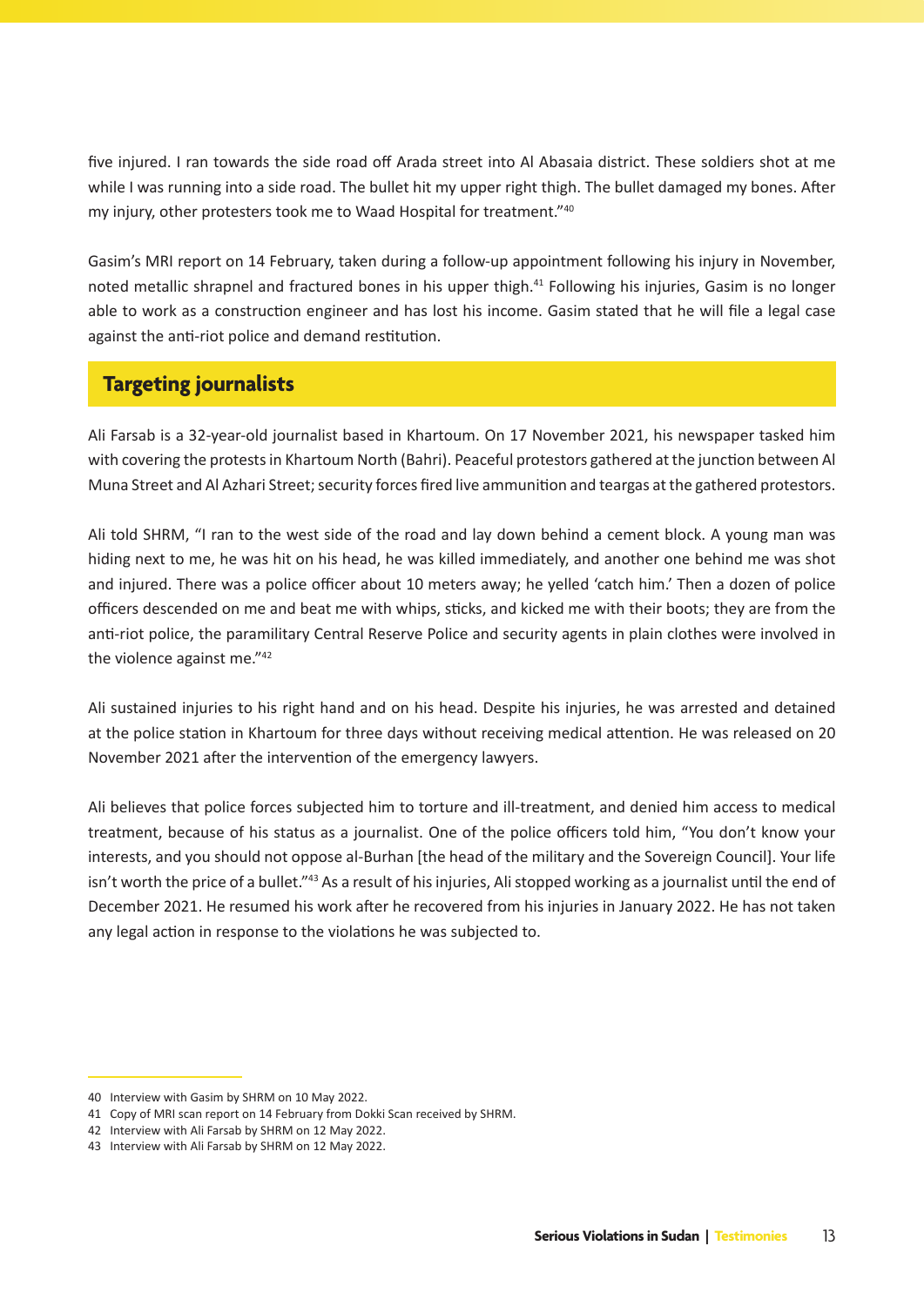five injured. I ran towards the side road off Arada street into Al Abasaia district. These soldiers shot at me while I was running into a side road. The bullet hit my upper right thigh. The bullet damaged my bones. After my injury, other protesters took me to Waad Hospital for treatment."[40]

Gasim's MRI report on 14 February, taken during a follow-up appointment following his injury in November, noted metallic shrapnel and fractured bones in his upper thigh.[41] Following his injuries, Gasim is no longer able to work as a construction engineer and has lost his income. Gasim stated that he will file a legal case against the anti-riot police and demand restitution.

## Targeting journalists

Ali Farsab is a 32-year-old journalist based in Khartoum. On 17 November 2021, his newspaper tasked him with covering the protests in Khartoum North (Bahri). Peaceful protestors gathered at the junction between Al Muna Street and Al Azhari Street; security forces fired live ammunition and teargas at the gathered protestors.

Ali told SHRM, "I ran to the west side of the road and lay down behind a cement block. A young man was hiding next to me, he was hit on his head, he was killed immediately, and another one behind me was shot and injured. There was a police officer about 10 meters away; he yelled 'catch him.' Then a dozen of police officers descended on me and beat me with whips, sticks, and kicked me with their boots; they are from the anti-riot police, the paramilitary Central Reserve Police and security agents in plain clothes were involved in the violence against me."[42]

Ali sustained injuries to his right hand and on his head. Despite his injuries, he was arrested and detained at the police station in Khartoum for three days without receiving medical attention. He was released on 20 November 2021 after the intervention of the emergency lawyers.

Ali believes that police forces subjected him to torture and ill-treatment, and denied him access to medical treatment, because of his status as a journalist. One of the police officers told him, "You don't know your interests, and you should not oppose al-Burhan [the head of the military and the Sovereign Council]. Your life isn't worth the price of a bullet."[43] As a result of his injuries, Ali stopped working as a journalist until the end of December 2021. He resumed his work after he recovered from his injuries in January 2022. He has not taken any legal action in response to the violations he was subjected to.

---

40 Interview with Gasim by SHRM on 10 May 2022.

41 Copy of MRI scan report on 14 February from Dokki Scan received by SHRM.

42 Interview with Ali Farsab by SHRM on 12 May 2022.

43 Interview with Ali Farsab by SHRM on 12 May 2022.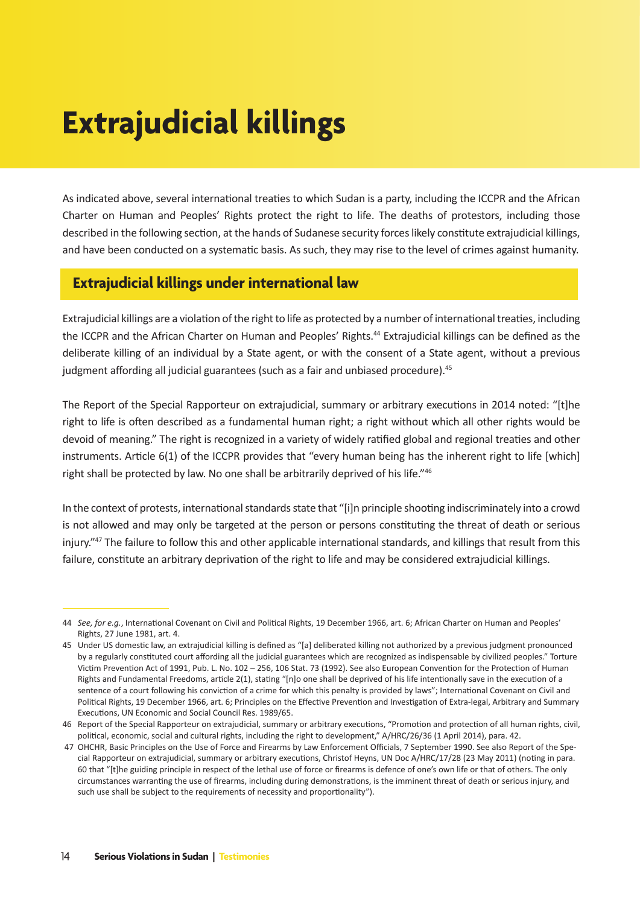# Extrajudicial killings

As indicated above, several international treaties to which Sudan is a party, including the ICCPR and the African Charter on Human and Peoples' Rights protect the right to life. The deaths of protestors, including those described in the following section, at the hands of Sudanese security forces likely constitute extrajudicial killings, and have been conducted on a systematic basis. As such, they may rise to the level of crimes against humanity.

## Extrajudicial killings under international law

Extrajudicial killings are a violation of the right to life as protected by a number of international treaties, including the ICCPR and the African Charter on Human and Peoples' Rights.[44] Extrajudicial killings can be defined as the deliberate killing of an individual by a State agent, or with the consent of a State agent, without a previous judgment affording all judicial guarantees (such as a fair and unbiased procedure).[45]

The Report of the Special Rapporteur on extrajudicial, summary or arbitrary executions in 2014 noted: "[t]he right to life is often described as a fundamental human right; a right without which all other rights would be devoid of meaning." The right is recognized in a variety of widely ratified global and regional treaties and other instruments. Article 6(1) of the ICCPR provides that "every human being has the inherent right to life [which] right shall be protected by law. No one shall be arbitrarily deprived of his life."[46]

In the context of protests, international standards state that "[i]n principle shooting indiscriminately into a crowd is not allowed and may only be targeted at the person or persons constituting the threat of death or serious injury."[47] The failure to follow this and other applicable international standards, and killings that result from this failure, constitute an arbitrary deprivation of the right to life and may be considered extrajudicial killings.

---

44 *See, for e.g.*, International Covenant on Civil and Political Rights, 19 December 1966, art. 6; African Charter on Human and Peoples' Rights, 27 June 1981, art. 4.

45 Under US domestic law, an extrajudicial killing is defined as "[a] deliberated killing not authorized by a previous judgment pronounced by a regularly constituted court affording all the judicial guarantees which are recognized as indispensable by civilized peoples." Torture Victim Prevention Act of 1991, Pub. L. No. 102 – 256, 106 Stat. 73 (1992). See also European Convention for the Protection of Human Rights and Fundamental Freedoms, article 2(1), stating "[n]o one shall be deprived of his life intentionally save in the execution of a sentence of a court following his conviction of a crime for which this penalty is provided by laws"; International Covenant on Civil and Political Rights, 19 December 1966, art. 6; Principles on the Effective Prevention and Investigation of Extra-legal, Arbitrary and Summary Executions, UN Economic and Social Council Res. 1989/65.

46 Report of the Special Rapporteur on extrajudicial, summary or arbitrary executions, "Promotion and protection of all human rights, civil, political, economic, social and cultural rights, including the right to development," A/HRC/26/36 (1 April 2014), para. 42.

47 OHCHR, Basic Principles on the Use of Force and Firearms by Law Enforcement Officials, 7 September 1990. See also Report of the Special Rapporteur on extrajudicial, summary or arbitrary executions, Christof Heyns, UN Doc A/HRC/17/28 (23 May 2011) (noting in para. 60 that "[t]he guiding principle in respect of the lethal use of force or firearms is defence of one's own life or that of others. The only circumstances warranting the use of firearms, including during demonstrations, is the imminent threat of death or serious injury, and such use shall be subject to the requirements of necessity and proportionality").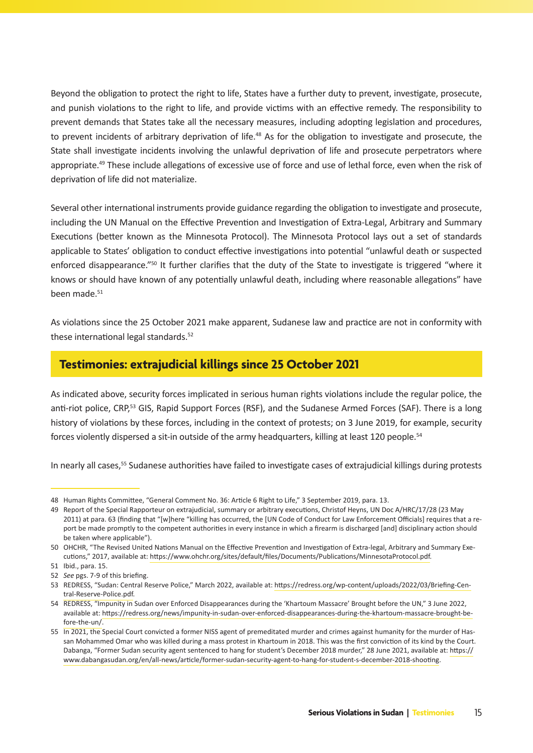Beyond the obligation to protect the right to life, States have a further duty to prevent, investigate, prosecute, and punish violations to the right to life, and provide victims with an effective remedy. The responsibility to prevent demands that States take all the necessary measures, including adopting legislation and procedures, to prevent incidents of arbitrary deprivation of life.[48] As for the obligation to investigate and prosecute, the State shall investigate incidents involving the unlawful deprivation of life and prosecute perpetrators where appropriate.[49] These include allegations of excessive use of force and use of lethal force, even when the risk of deprivation of life did not materialize.

Several other international instruments provide guidance regarding the obligation to investigate and prosecute, including the UN Manual on the Effective Prevention and Investigation of Extra-Legal, Arbitrary and Summary Executions (better known as the Minnesota Protocol). The Minnesota Protocol lays out a set of standards applicable to States' obligation to conduct effective investigations into potential "unlawful death or suspected enforced disappearance."[50] It further clarifies that the duty of the State to investigate is triggered "where it knows or should have known of any potentially unlawful death, including where reasonable allegations" have been made.[51]

As violations since the 25 October 2021 make apparent, Sudanese law and practice are not in conformity with these international legal standards.[52]

## Testimonies: extrajudicial killings since 25 October 2021

As indicated above, security forces implicated in serious human rights violations include the regular police, the anti-riot police, CRP,[53] GIS, Rapid Support Forces (RSF), and the Sudanese Armed Forces (SAF). There is a long history of violations by these forces, including in the context of protests; on 3 June 2019, for example, security forces violently dispersed a sit-in outside of the army headquarters, killing at least 120 people.[54]

In nearly all cases,[55] Sudanese authorities have failed to investigate cases of extrajudicial killings during protests

---

48 Human Rights Committee, "General Comment No. 36: Article 6 Right to Life," 3 September 2019, para. 13.

49 Report of the Special Rapporteur on extrajudicial, summary or arbitrary executions, Christof Heyns, UN Doc A/HRC/17/28 (23 May 2011) at para. 63 (finding that "[w]here "killing has occurred, the [UN Code of Conduct for Law Enforcement Officials] requires that a report be made promptly to the competent authorities in every instance in which a firearm is discharged [and] disciplinary action should be taken where applicable").

50 OHCHR, "The Revised United Nations Manual on the Effective Prevention and Investigation of Extra-legal, Arbitrary and Summary Executions," 2017, available at: https://www.ohchr.org/sites/default/files/Documents/Publications/MinnesotaProtocol.pdf.

51 Ibid., para. 15.

52 *See* pgs. 7-9 of this briefing.

53 REDRESS, "Sudan: Central Reserve Police," March 2022, available at: https://redress.org/wp-content/uploads/2022/03/Briefing-Central-Reserve-Police.pdf.

54 REDRESS, "Impunity in Sudan over Enforced Disappearances during the 'Khartoum Massacre' Brought before the UN," 3 June 2022, available at: https://redress.org/news/impunity-in-sudan-over-enforced-disappearances-during-the-khartoum-massacre-brought-before-the-un/.

55 In 2021, the Special Court convicted a former NISS agent of premeditated murder and crimes against humanity for the murder of Hassan Mohammed Omar who was killed during a mass protest in Khartoum in 2018. This was the first conviction of its kind by the Court. Dabanga, "Former Sudan security agent sentenced to hang for student's December 2018 murder," 28 June 2021, available at: https://www.dabangasudan.org/en/all-news/article/former-sudan-security-agent-to-hang-for-student-s-december-2018-shooting.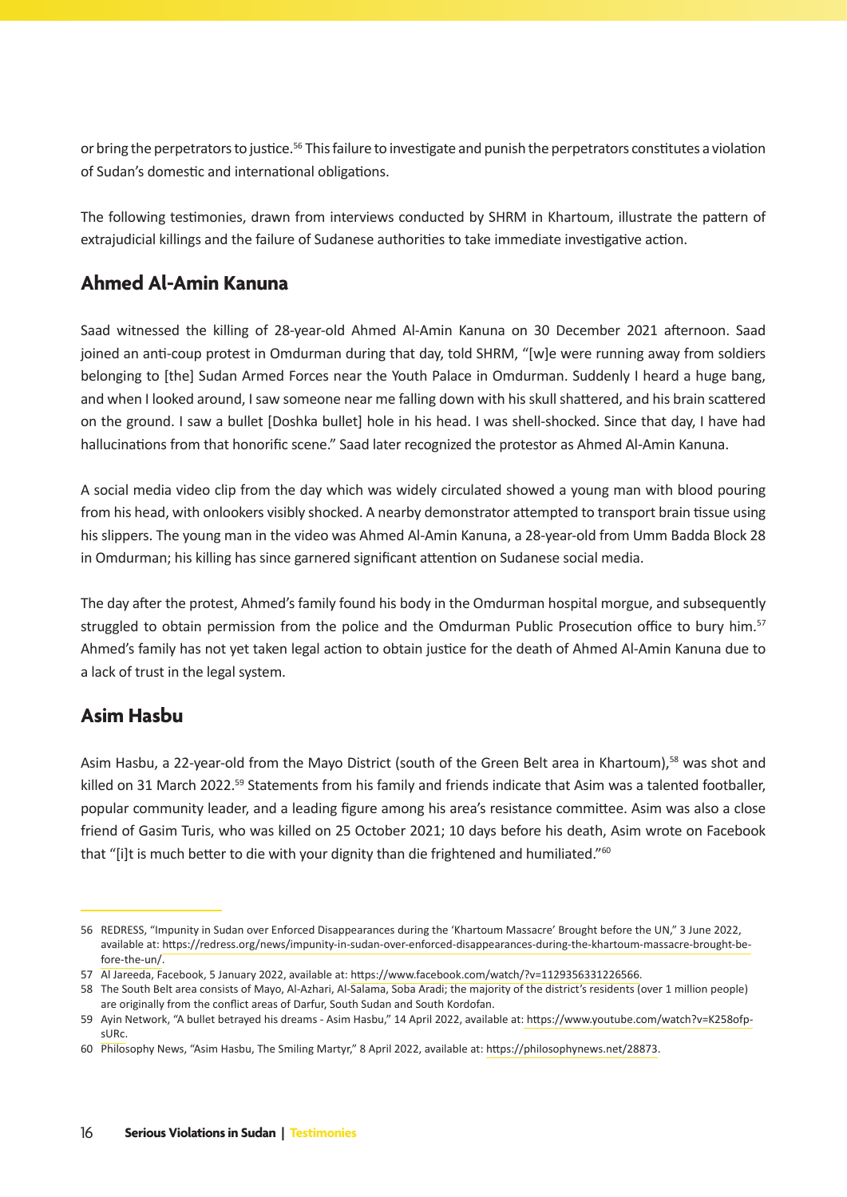or bring the perpetrators to justice.[56] This failure to investigate and punish the perpetrators constitutes a violation of Sudan's domestic and international obligations.

The following testimonies, drawn from interviews conducted by SHRM in Khartoum, illustrate the pattern of extrajudicial killings and the failure of Sudanese authorities to take immediate investigative action.

## Ahmed Al-Amin Kanuna

Saad witnessed the killing of 28-year-old Ahmed Al-Amin Kanuna on 30 December 2021 afternoon. Saad joined an anti-coup protest in Omdurman during that day, told SHRM, "[w]e were running away from soldiers belonging to [the] Sudan Armed Forces near the Youth Palace in Omdurman. Suddenly I heard a huge bang, and when I looked around, I saw someone near me falling down with his skull shattered, and his brain scattered on the ground. I saw a bullet [Doshka bullet] hole in his head. I was shell-shocked. Since that day, I have had hallucinations from that honorific scene." Saad later recognized the protestor as Ahmed Al-Amin Kanuna.

A social media video clip from the day which was widely circulated showed a young man with blood pouring from his head, with onlookers visibly shocked. A nearby demonstrator attempted to transport brain tissue using his slippers. The young man in the video was Ahmed Al-Amin Kanuna, a 28-year-old from Umm Badda Block 28 in Omdurman; his killing has since garnered significant attention on Sudanese social media.

The day after the protest, Ahmed's family found his body in the Omdurman hospital morgue, and subsequently struggled to obtain permission from the police and the Omdurman Public Prosecution office to bury him.[57] Ahmed's family has not yet taken legal action to obtain justice for the death of Ahmed Al-Amin Kanuna due to a lack of trust in the legal system.

## Asim Hasbu

Asim Hasbu, a 22-year-old from the Mayo District (south of the Green Belt area in Khartoum),[58] was shot and killed on 31 March 2022.[59] Statements from his family and friends indicate that Asim was a talented footballer, popular community leader, and a leading figure among his area's resistance committee. Asim was also a close friend of Gasim Turis, who was killed on 25 October 2021; 10 days before his death, Asim wrote on Facebook that "[i]t is much better to die with your dignity than die frightened and humiliated."[60]

---

56 REDRESS, "Impunity in Sudan over Enforced Disappearances during the 'Khartoum Massacre' Brought before the UN," 3 June 2022, available at: https://redress.org/news/impunity-in-sudan-over-enforced-disappearances-during-the-khartoum-massacre-brought-before-the-un/.

57 Al Jareeda, Facebook, 5 January 2022, available at: https://www.facebook.com/watch/?v=1129356331226566.

58 The South Belt area consists of Mayo, Al-Azhari, Al-Salama, Soba Aradi; the majority of the district's residents (over 1 million people) are originally from the conflict areas of Darfur, South Sudan and South Kordofan.

59 Ayin Network, "A bullet betrayed his dreams - Asim Hasbu," 14 April 2022, available at: https://www.youtube.com/watch?v=K258ofpsURc.

60 Philosophy News, "Asim Hasbu, The Smiling Martyr," 8 April 2022, available at: https://philosophynews.net/28873.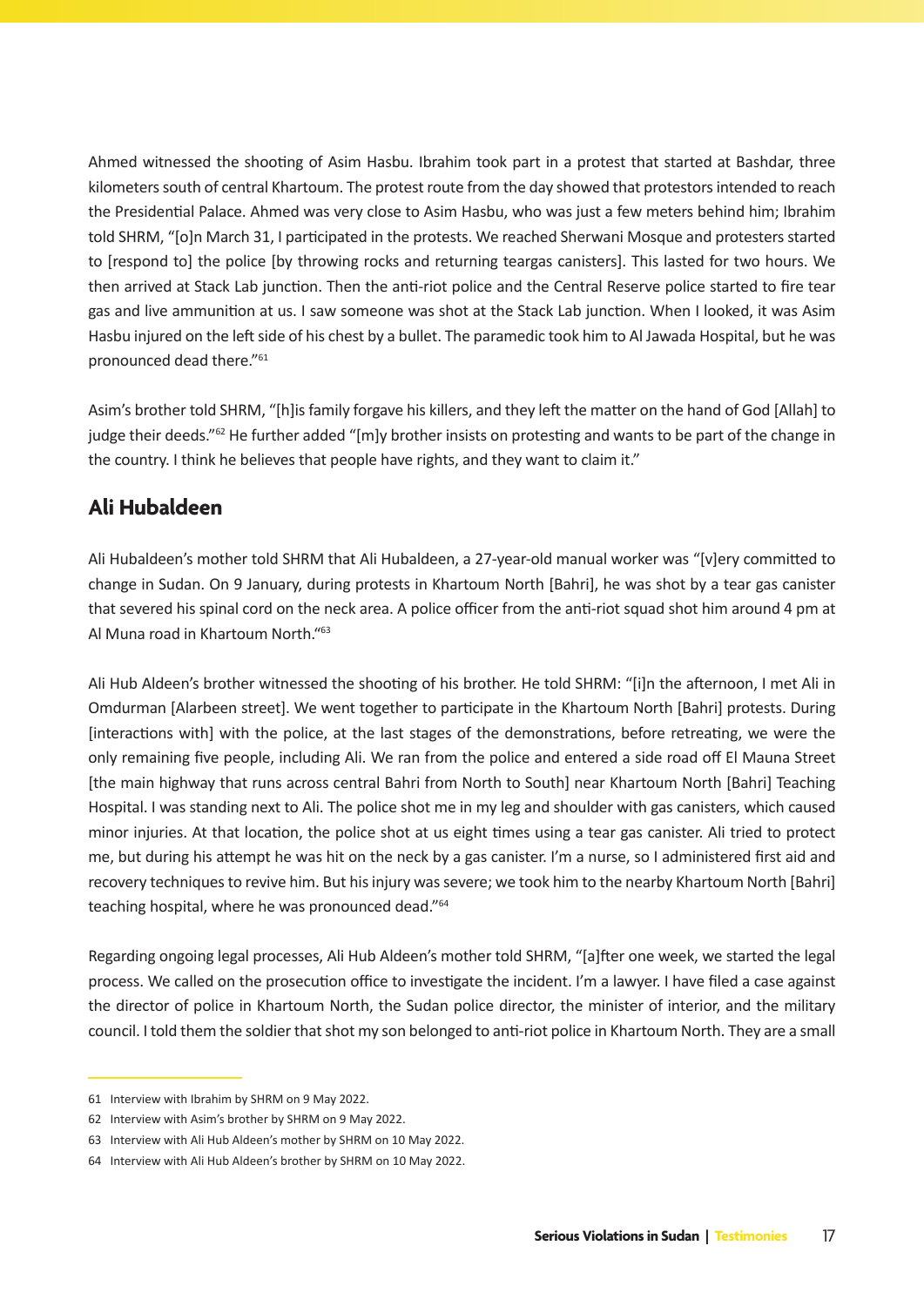Ahmed witnessed the shooting of Asim Hasbu. Ibrahim took part in a protest that started at Bashdar, three kilometers south of central Khartoum. The protest route from the day showed that protestors intended to reach the Presidential Palace. Ahmed was very close to Asim Hasbu, who was just a few meters behind him; Ibrahim told SHRM, "[o]n March 31, I participated in the protests. We reached Sherwani Mosque and protesters started to [respond to] the police [by throwing rocks and returning teargas canisters]. This lasted for two hours. We then arrived at Stack Lab junction. Then the anti-riot police and the Central Reserve police started to fire tear gas and live ammunition at us. I saw someone was shot at the Stack Lab junction. When I looked, it was Asim Hasbu injured on the left side of his chest by a bullet. The paramedic took him to Al Jawada Hospital, but he was pronounced dead there."[61]

Asim's brother told SHRM, "[h]is family forgave his killers, and they left the matter on the hand of God [Allah] to judge their deeds."[62] He further added "[m]y brother insists on protesting and wants to be part of the change in the country. I think he believes that people have rights, and they want to claim it."

## Ali Hubaldeen

Ali Hubaldeen's mother told SHRM that Ali Hubaldeen, a 27-year-old manual worker was "[v]ery committed to change in Sudan. On 9 January, during protests in Khartoum North [Bahri], he was shot by a tear gas canister that severed his spinal cord on the neck area. A police officer from the anti-riot squad shot him around 4 pm at Al Muna road in Khartoum North."[63]

Ali Hub Aldeen's brother witnessed the shooting of his brother. He told SHRM: "[i]n the afternoon, I met Ali in Omdurman [Alarbeen street]. We went together to participate in the Khartoum North [Bahri] protests. During [interactions with] with the police, at the last stages of the demonstrations, before retreating, we were the only remaining five people, including Ali. We ran from the police and entered a side road off El Mauna Street [the main highway that runs across central Bahri from North to South] near Khartoum North [Bahri] Teaching Hospital. I was standing next to Ali. The police shot me in my leg and shoulder with gas canisters, which caused minor injuries. At that location, the police shot at us eight times using a tear gas canister. Ali tried to protect me, but during his attempt he was hit on the neck by a gas canister. I'm a nurse, so I administered first aid and recovery techniques to revive him. But his injury was severe; we took him to the nearby Khartoum North [Bahri] teaching hospital, where he was pronounced dead."[64]

Regarding ongoing legal processes, Ali Hub Aldeen's mother told SHRM, "[a]fter one week, we started the legal process. We called on the prosecution office to investigate the incident. I'm a lawyer. I have filed a case against the director of police in Khartoum North, the Sudan police director, the minister of interior, and the military council. I told them the soldier that shot my son belonged to anti-riot police in Khartoum North. They are a small

---

61 Interview with Ibrahim by SHRM on 9 May 2022.

62 Interview with Asim's brother by SHRM on 9 May 2022.

63 Interview with Ali Hub Aldeen's mother by SHRM on 10 May 2022.

64 Interview with Ali Hub Aldeen's brother by SHRM on 10 May 2022.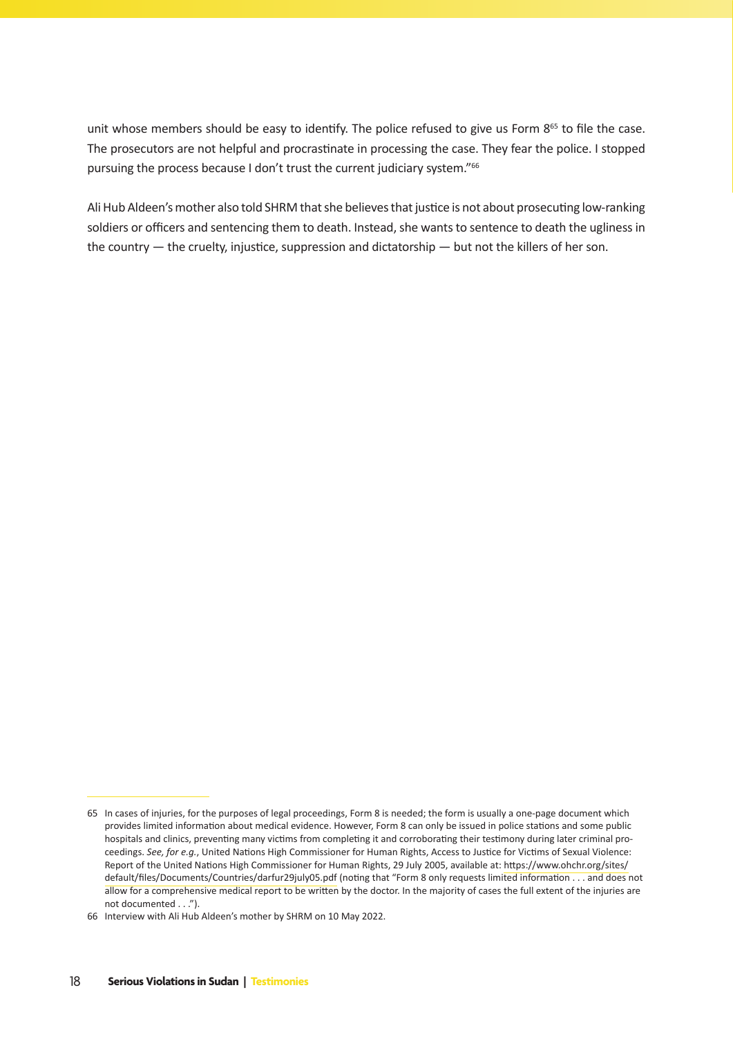unit whose members should be easy to identify. The police refused to give us Form 8[65] to file the case. The prosecutors are not helpful and procrastinate in processing the case. They fear the police. I stopped pursuing the process because I don't trust the current judiciary system."[66]

Ali Hub Aldeen's mother also told SHRM that she believes that justice is not about prosecuting low-ranking soldiers or officers and sentencing them to death. Instead, she wants to sentence to death the ugliness in the country — the cruelty, injustice, suppression and dictatorship — but not the killers of her son.

---

65 In cases of injuries, for the purposes of legal proceedings, Form 8 is needed; the form is usually a one-page document which provides limited information about medical evidence. However, Form 8 can only be issued in police stations and some public hospitals and clinics, preventing many victims from completing it and corroborating their testimony during later criminal proceedings. *See, for e.g.*, United Nations High Commissioner for Human Rights, Access to Justice for Victims of Sexual Violence: Report of the United Nations High Commissioner for Human Rights, 29 July 2005, available at: https://www.ohchr.org/sites/default/files/Documents/Countries/darfur29july05.pdf (noting that "Form 8 only requests limited information . . . and does not allow for a comprehensive medical report to be written by the doctor. In the majority of cases the full extent of the injuries are not documented . . .").

66 Interview with Ali Hub Aldeen's mother by SHRM on 10 May 2022.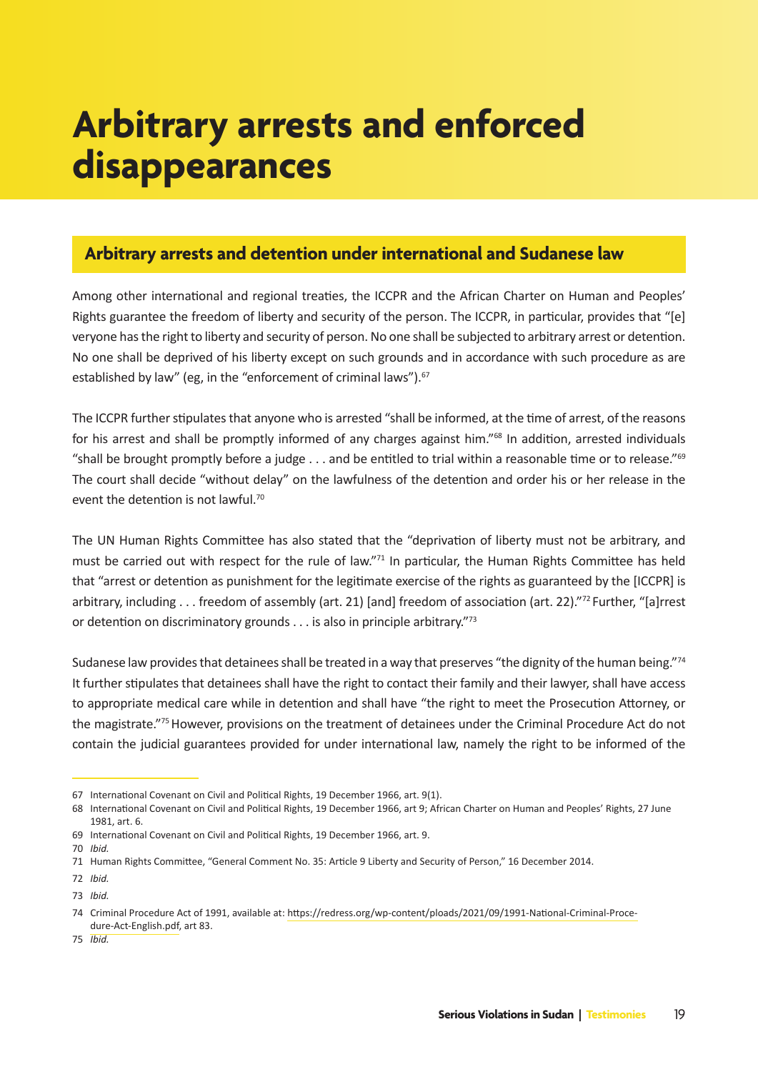# Arbitrary arrests and enforced disappearances

## Arbitrary arrests and detention under international and Sudanese law

Among other international and regional treaties, the ICCPR and the African Charter on Human and Peoples' Rights guarantee the freedom of liberty and security of the person. The ICCPR, in particular, provides that "[e]veryone has the right to liberty and security of person. No one shall be subjected to arbitrary arrest or detention. No one shall be deprived of his liberty except on such grounds and in accordance with such procedure as are established by law" (eg, in the "enforcement of criminal laws").[67]

The ICCPR further stipulates that anyone who is arrested "shall be informed, at the time of arrest, of the reasons for his arrest and shall be promptly informed of any charges against him."[68] In addition, arrested individuals "shall be brought promptly before a judge . . . and be entitled to trial within a reasonable time or to release."[69] The court shall decide "without delay" on the lawfulness of the detention and order his or her release in the event the detention is not lawful.[70]

The UN Human Rights Committee has also stated that the "deprivation of liberty must not be arbitrary, and must be carried out with respect for the rule of law."[71] In particular, the Human Rights Committee has held that "arrest or detention as punishment for the legitimate exercise of the rights as guaranteed by the [ICCPR] is arbitrary, including . . . freedom of assembly (art. 21) [and] freedom of association (art. 22)."[72] Further, "[a]rrest or detention on discriminatory grounds . . . is also in principle arbitrary."[73]

Sudanese law provides that detainees shall be treated in a way that preserves "the dignity of the human being."[74] It further stipulates that detainees shall have the right to contact their family and their lawyer, shall have access to appropriate medical care while in detention and shall have "the right to meet the Prosecution Attorney, or the magistrate."[75] However, provisions on the treatment of detainees under the Criminal Procedure Act do not contain the judicial guarantees provided for under international law, namely the right to be informed of the

---

67 International Covenant on Civil and Political Rights, 19 December 1966, art. 9(1).

68 International Covenant on Civil and Political Rights, 19 December 1966, art 9; African Charter on Human and Peoples' Rights, 27 June 1981, art. 6.

69 International Covenant on Civil and Political Rights, 19 December 1966, art. 9.

70 *Ibid.*

71 Human Rights Committee, "General Comment No. 35: Article 9 Liberty and Security of Person," 16 December 2014.

72 *Ibid.*

73 *Ibid.*

74 Criminal Procedure Act of 1991, available at: https://redress.org/wp-content/ploads/2021/09/1991-National-Criminal-Procedure-Act-English.pdf, art 83.

75 *Ibid.*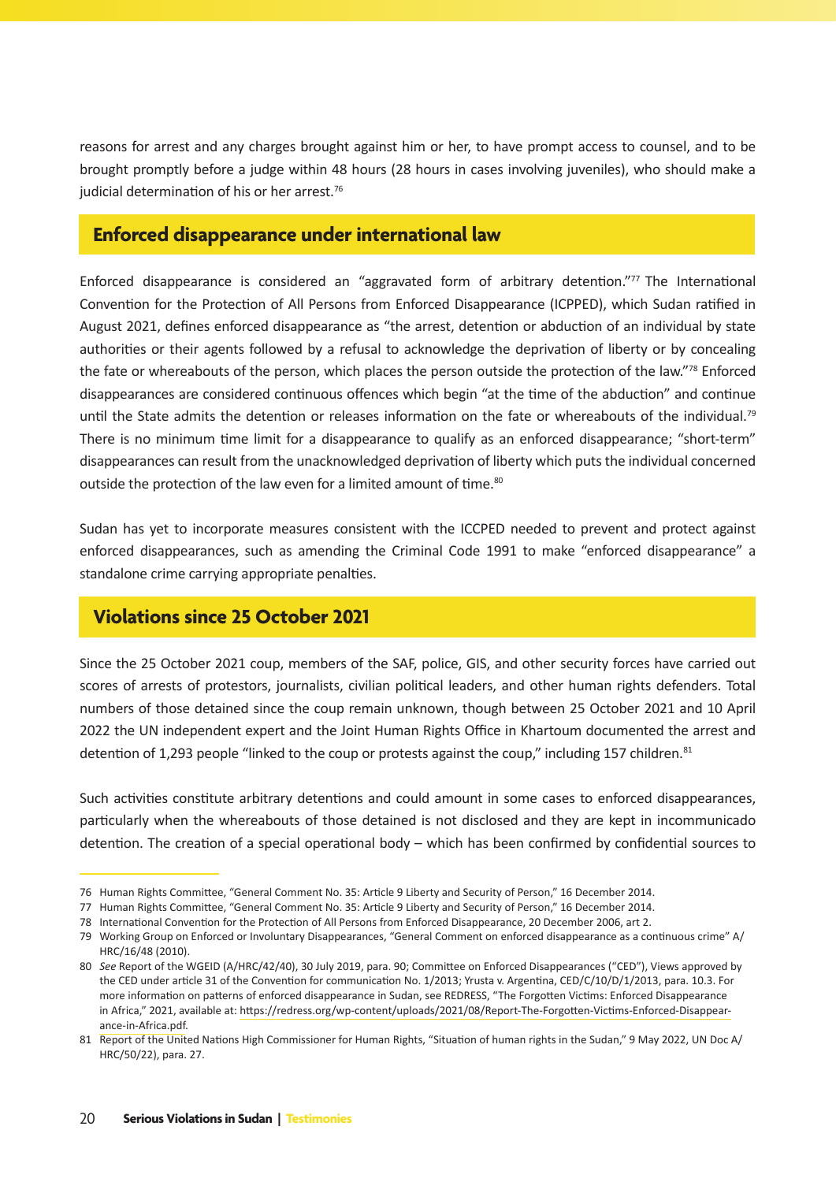reasons for arrest and any charges brought against him or her, to have prompt access to counsel, and to be brought promptly before a judge within 48 hours (28 hours in cases involving juveniles), who should make a judicial determination of his or her arrest.[76]

## Enforced disappearance under international law

Enforced disappearance is considered an "aggravated form of arbitrary detention."[77] The International Convention for the Protection of All Persons from Enforced Disappearance (ICPPED), which Sudan ratified in August 2021, defines enforced disappearance as "the arrest, detention or abduction of an individual by state authorities or their agents followed by a refusal to acknowledge the deprivation of liberty or by concealing the fate or whereabouts of the person, which places the person outside the protection of the law."[78] Enforced disappearances are considered continuous offences which begin "at the time of the abduction" and continue until the State admits the detention or releases information on the fate or whereabouts of the individual.[79] There is no minimum time limit for a disappearance to qualify as an enforced disappearance; "short-term" disappearances can result from the unacknowledged deprivation of liberty which puts the individual concerned outside the protection of the law even for a limited amount of time.[80]

Sudan has yet to incorporate measures consistent with the ICCPED needed to prevent and protect against enforced disappearances, such as amending the Criminal Code 1991 to make "enforced disappearance" a standalone crime carrying appropriate penalties.

## Violations since 25 October 2021

Since the 25 October 2021 coup, members of the SAF, police, GIS, and other security forces have carried out scores of arrests of protestors, journalists, civilian political leaders, and other human rights defenders. Total numbers of those detained since the coup remain unknown, though between 25 October 2021 and 10 April 2022 the UN independent expert and the Joint Human Rights Office in Khartoum documented the arrest and detention of 1,293 people "linked to the coup or protests against the coup," including 157 children.[81]

Such activities constitute arbitrary detentions and could amount in some cases to enforced disappearances, particularly when the whereabouts of those detained is not disclosed and they are kept in incommunicado detention. The creation of a special operational body – which has been confirmed by confidential sources to

---

76 Human Rights Committee, "General Comment No. 35: Article 9 Liberty and Security of Person," 16 December 2014.

77 Human Rights Committee, "General Comment No. 35: Article 9 Liberty and Security of Person," 16 December 2014.

78 International Convention for the Protection of All Persons from Enforced Disappearance, 20 December 2006, art 2.

79 Working Group on Enforced or Involuntary Disappearances, "General Comment on enforced disappearance as a continuous crime" A/HRC/16/48 (2010).

80 *See* Report of the WGEID (A/HRC/42/40), 30 July 2019, para. 90; Committee on Enforced Disappearances ("CED"), Views approved by the CED under article 31 of the Convention for communication No. 1/2013; Yrusta v. Argentina, CED/C/10/D/1/2013, para. 10.3. For more information on patterns of enforced disappearance in Sudan, see REDRESS, "The Forgotten Victims: Enforced Disappearance in Africa," 2021, available at: https://redress.org/wp-content/uploads/2021/08/Report-The-Forgotten-Victims-Enforced-Disappearance-in-Africa.pdf.

81 Report of the United Nations High Commissioner for Human Rights, "Situation of human rights in the Sudan," 9 May 2022, UN Doc A/HRC/50/22), para. 27.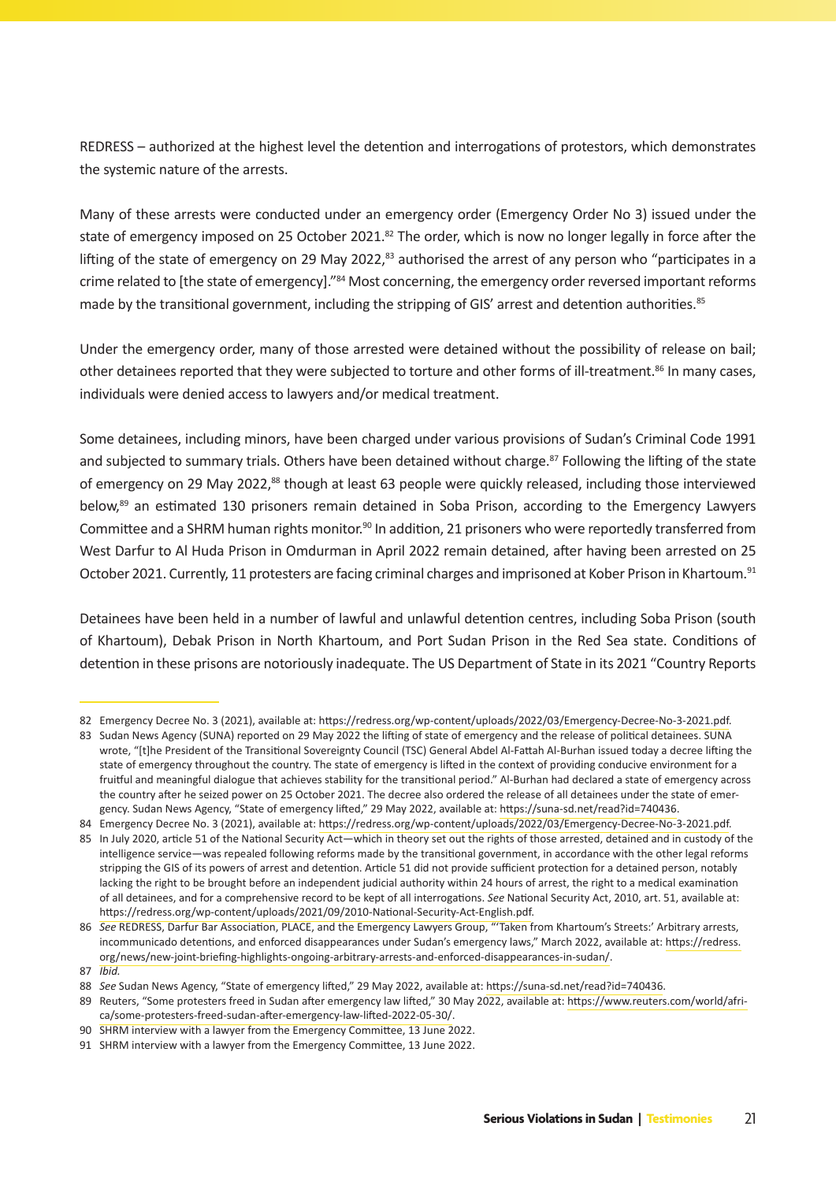REDRESS – authorized at the highest level the detention and interrogations of protestors, which demonstrates the systemic nature of the arrests.

Many of these arrests were conducted under an emergency order (Emergency Order No 3) issued under the state of emergency imposed on 25 October 2021.[82] The order, which is now no longer legally in force after the lifting of the state of emergency on 29 May 2022,[83] authorised the arrest of any person who "participates in a crime related to [the state of emergency]."[84] Most concerning, the emergency order reversed important reforms made by the transitional government, including the stripping of GIS' arrest and detention authorities.[85]

Under the emergency order, many of those arrested were detained without the possibility of release on bail; other detainees reported that they were subjected to torture and other forms of ill-treatment.[86] In many cases, individuals were denied access to lawyers and/or medical treatment.

Some detainees, including minors, have been charged under various provisions of Sudan's Criminal Code 1991 and subjected to summary trials. Others have been detained without charge.[87] Following the lifting of the state of emergency on 29 May 2022,[88] though at least 63 people were quickly released, including those interviewed below,[89] an estimated 130 prisoners remain detained in Soba Prison, according to the Emergency Lawyers Committee and a SHRM human rights monitor.[90] In addition, 21 prisoners who were reportedly transferred from West Darfur to Al Huda Prison in Omdurman in April 2022 remain detained, after having been arrested on 25 October 2021. Currently, 11 protesters are facing criminal charges and imprisoned at Kober Prison in Khartoum.[91]

Detainees have been held in a number of lawful and unlawful detention centres, including Soba Prison (south of Khartoum), Debak Prison in North Khartoum, and Port Sudan Prison in the Red Sea state. Conditions of detention in these prisons are notoriously inadequate. The US Department of State in its 2021 "Country Reports

---

82 Emergency Decree No. 3 (2021), available at: https://redress.org/wp-content/uploads/2022/03/Emergency-Decree-No-3-2021.pdf.

83 Sudan News Agency (SUNA) reported on 29 May 2022 the lifting of state of emergency and the release of political detainees. SUNA wrote, "[t]he President of the Transitional Sovereignty Council (TSC) General Abdel Al-Fattah Al-Burhan issued today a decree lifting the state of emergency throughout the country. The state of emergency is lifted in the context of providing conducive environment for a fruitful and meaningful dialogue that achieves stability for the transitional period." Al-Burhan had declared a state of emergency across the country after he seized power on 25 October 2021. The decree also ordered the release of all detainees under the state of emergency. Sudan News Agency, "State of emergency lifted," 29 May 2022, available at: https://suna-sd.net/read?id=740436.

84 Emergency Decree No. 3 (2021), available at: https://redress.org/wp-content/uploads/2022/03/Emergency-Decree-No-3-2021.pdf.

85 In July 2020, article 51 of the National Security Act—which in theory set out the rights of those arrested, detained and in custody of the intelligence service—was repealed following reforms made by the transitional government, in accordance with the other legal reforms stripping the GIS of its powers of arrest and detention. Article 51 did not provide sufficient protection for a detained person, notably lacking the right to be brought before an independent judicial authority within 24 hours of arrest, the right to a medical examination of all detainees, and for a comprehensive record to be kept of all interrogations. *See* National Security Act, 2010, art. 51, available at: https://redress.org/wp-content/uploads/2021/09/2010-National-Security-Act-English.pdf.

86 *See* REDRESS, Darfur Bar Association, PLACE, and the Emergency Lawyers Group, "'Taken from Khartoum's Streets:' Arbitrary arrests, incommunicado detentions, and enforced disappearances under Sudan's emergency laws," March 2022, available at: https://redress.org/news/new-joint-briefing-highlights-ongoing-arbitrary-arrests-and-enforced-disappearances-in-sudan/.

87 *Ibid.*

88 *See* Sudan News Agency, "State of emergency lifted," 29 May 2022, available at: https://suna-sd.net/read?id=740436.

89 Reuters, "Some protesters freed in Sudan after emergency law lifted," 30 May 2022, available at: https://www.reuters.com/world/africa/some-protesters-freed-sudan-after-emergency-law-lifted-2022-05-30/.

90 SHRM interview with a lawyer from the Emergency Committee, 13 June 2022.

91 SHRM interview with a lawyer from the Emergency Committee, 13 June 2022.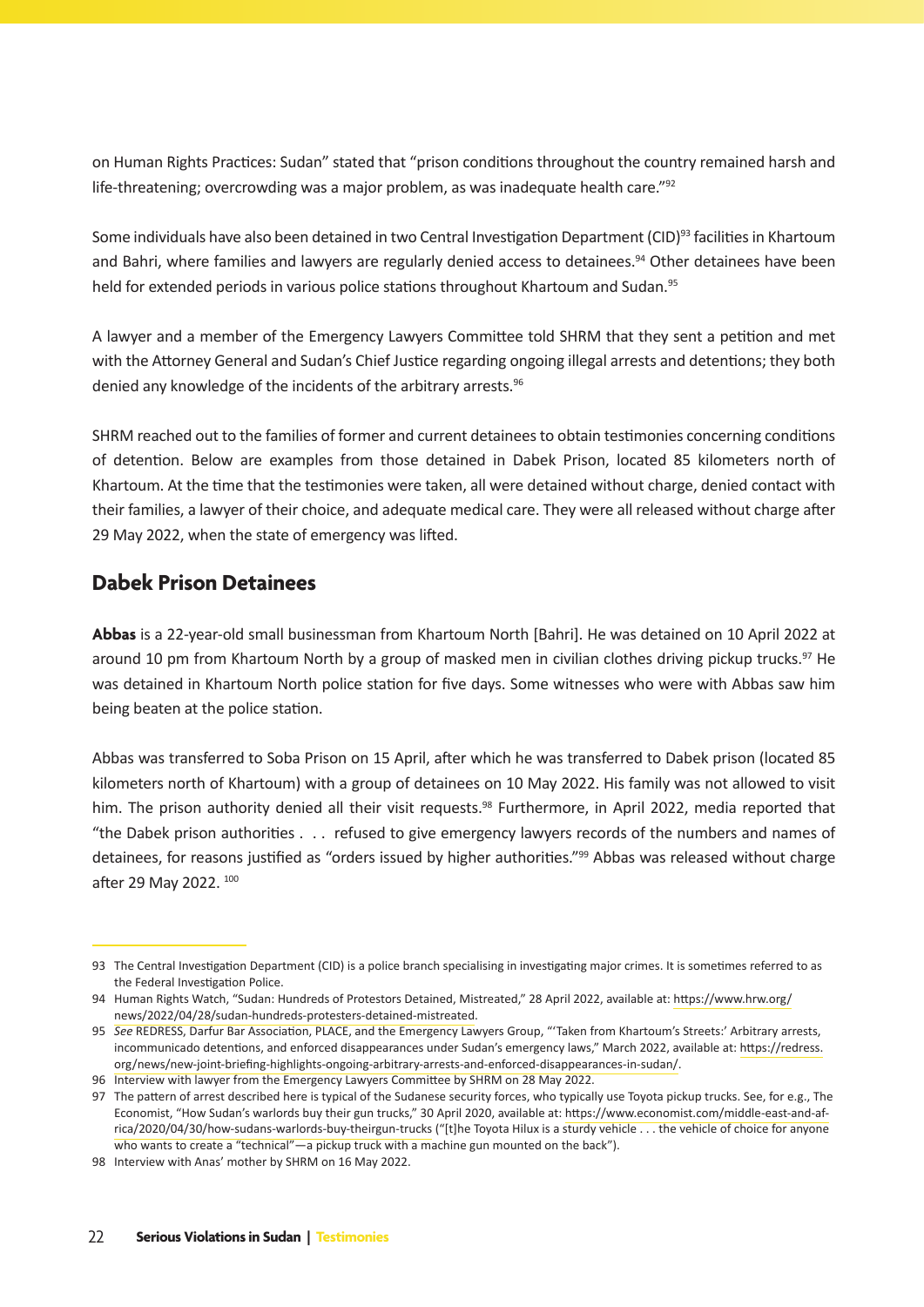on Human Rights Practices: Sudan" stated that "prison conditions throughout the country remained harsh and life-threatening; overcrowding was a major problem, as was inadequate health care."[92]

Some individuals have also been detained in two Central Investigation Department (CID)[93] facilities in Khartoum and Bahri, where families and lawyers are regularly denied access to detainees.[94] Other detainees have been held for extended periods in various police stations throughout Khartoum and Sudan.[95]

A lawyer and a member of the Emergency Lawyers Committee told SHRM that they sent a petition and met with the Attorney General and Sudan's Chief Justice regarding ongoing illegal arrests and detentions; they both denied any knowledge of the incidents of the arbitrary arrests.[96]

SHRM reached out to the families of former and current detainees to obtain testimonies concerning conditions of detention. Below are examples from those detained in Dabek Prison, located 85 kilometers north of Khartoum. At the time that the testimonies were taken, all were detained without charge, denied contact with their families, a lawyer of their choice, and adequate medical care. They were all released without charge after 29 May 2022, when the state of emergency was lifted.

## Dabek Prison Detainees

**Abbas** is a 22-year-old small businessman from Khartoum North [Bahri]. He was detained on 10 April 2022 at around 10 pm from Khartoum North by a group of masked men in civilian clothes driving pickup trucks.[97] He was detained in Khartoum North police station for five days. Some witnesses who were with Abbas saw him being beaten at the police station.

Abbas was transferred to Soba Prison on 15 April, after which he was transferred to Dabek prison (located 85 kilometers north of Khartoum) with a group of detainees on 10 May 2022. His family was not allowed to visit him. The prison authority denied all their visit requests.[98] Furthermore, in April 2022, media reported that "the Dabek prison authorities . . . refused to give emergency lawyers records of the numbers and names of detainees, for reasons justified as "orders issued by higher authorities."[99] Abbas was released without charge after 29 May 2022. [100]

---

93 The Central Investigation Department (CID) is a police branch specialising in investigating major crimes. It is sometimes referred to as the Federal Investigation Police.

94 Human Rights Watch, "Sudan: Hundreds of Protestors Detained, Mistreated," 28 April 2022, available at: https://www.hrw.org/news/2022/04/28/sudan-hundreds-protesters-detained-mistreated.

95 *See* REDRESS, Darfur Bar Association, PLACE, and the Emergency Lawyers Group, "'Taken from Khartoum's Streets:' Arbitrary arrests, incommunicado detentions, and enforced disappearances under Sudan's emergency laws," March 2022, available at: https://redress.org/news/new-joint-briefing-highlights-ongoing-arbitrary-arrests-and-enforced-disappearances-in-sudan/.

96 Interview with lawyer from the Emergency Lawyers Committee by SHRM on 28 May 2022.

97 The pattern of arrest described here is typical of the Sudanese security forces, who typically use Toyota pickup trucks. See, for e.g., The Economist, "How Sudan's warlords buy their gun trucks," 30 April 2020, available at: https://www.economist.com/middle-east-and-africa/2020/04/30/how-sudans-warlords-buy-theirgun-trucks ("[t]he Toyota Hilux is a sturdy vehicle . . . the vehicle of choice for anyone who wants to create a "technical"—a pickup truck with a machine gun mounted on the back").

98 Interview with Anas' mother by SHRM on 16 May 2022.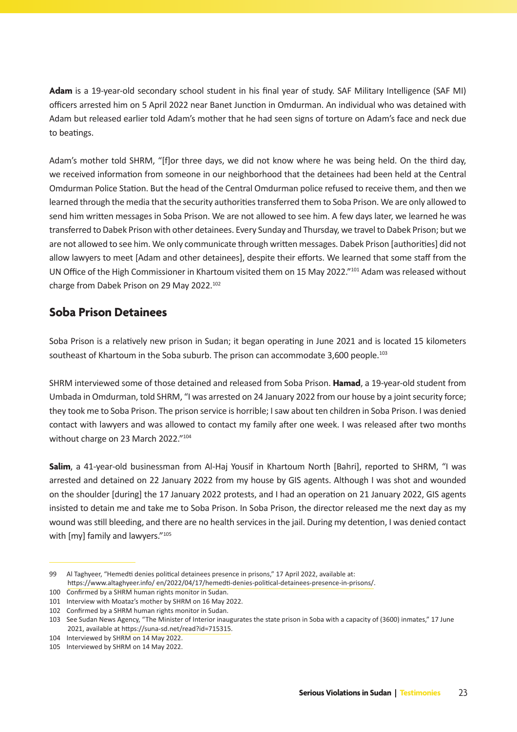**Adam** is a 19-year-old secondary school student in his final year of study. SAF Military Intelligence (SAF MI) officers arrested him on 5 April 2022 near Banet Junction in Omdurman. An individual who was detained with Adam but released earlier told Adam's mother that he had seen signs of torture on Adam's face and neck due to beatings.

Adam's mother told SHRM, "[f]or three days, we did not know where he was being held. On the third day, we received information from someone in our neighborhood that the detainees had been held at the Central Omdurman Police Station. But the head of the Central Omdurman police refused to receive them, and then we learned through the media that the security authorities transferred them to Soba Prison. We are only allowed to send him written messages in Soba Prison. We are not allowed to see him. A few days later, we learned he was transferred to Dabek Prison with other detainees. Every Sunday and Thursday, we travel to Dabek Prison; but we are not allowed to see him. We only communicate through written messages. Dabek Prison [authorities] did not allow lawyers to meet [Adam and other detainees], despite their efforts. We learned that some staff from the UN Office of the High Commissioner in Khartoum visited them on 15 May 2022."[101] Adam was released without charge from Dabek Prison on 29 May 2022.[102]

## Soba Prison Detainees

Soba Prison is a relatively new prison in Sudan; it began operating in June 2021 and is located 15 kilometers southeast of Khartoum in the Soba suburb. The prison can accommodate 3,600 people.[103]

SHRM interviewed some of those detained and released from Soba Prison. **Hamad**, a 19-year-old student from Umbada in Omdurman, told SHRM, "I was arrested on 24 January 2022 from our house by a joint security force; they took me to Soba Prison. The prison service is horrible; I saw about ten children in Soba Prison. I was denied contact with lawyers and was allowed to contact my family after one week. I was released after two months without charge on 23 March 2022."[104]

**Salim**, a 41-year-old businessman from Al-Haj Yousif in Khartoum North [Bahri], reported to SHRM, "I was arrested and detained on 22 January 2022 from my house by GIS agents. Although I was shot and wounded on the shoulder [during] the 17 January 2022 protests, and I had an operation on 21 January 2022, GIS agents insisted to detain me and take me to Soba Prison. In Soba Prison, the director released me the next day as my wound was still bleeding, and there are no health services in the jail. During my detention, I was denied contact with [my] family and lawyers."[105]

---

99 Al Taghyeer, "Hemedti denies political detainees presence in prisons," 17 April 2022, available at: https://www.altaghyeer.info/ en/2022/04/17/hemedti-denies-political-detainees-presence-in-prisons/.

100 Confirmed by a SHRM human rights monitor in Sudan.

101 Interview with Moataz's mother by SHRM on 16 May 2022.

102 Confirmed by a SHRM human rights monitor in Sudan.

103 See Sudan News Agency, "The Minister of Interior inaugurates the state prison in Soba with a capacity of (3600) inmates," 17 June 2021, available at https://suna-sd.net/read?id=715315.

104 Interviewed by SHRM on 14 May 2022.

105 Interviewed by SHRM on 14 May 2022.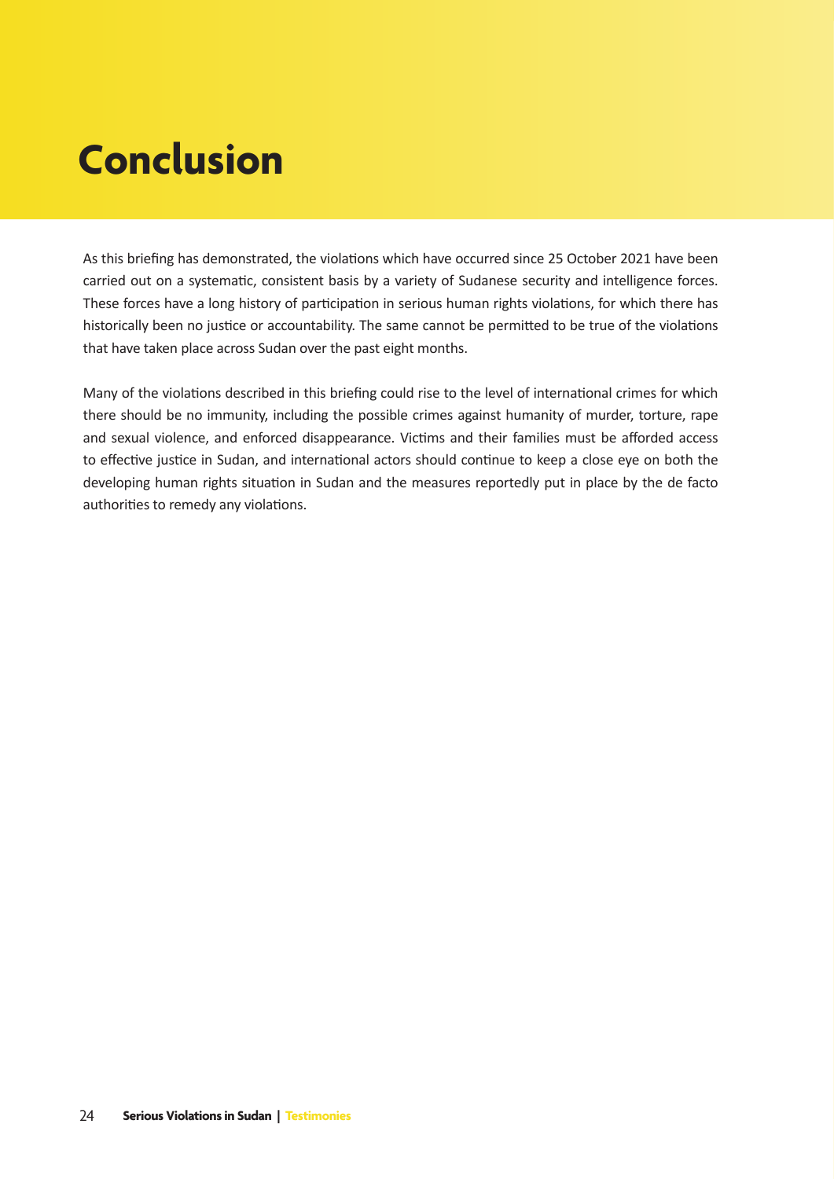# Conclusion

As this briefing has demonstrated, the violations which have occurred since 25 October 2021 have been carried out on a systematic, consistent basis by a variety of Sudanese security and intelligence forces. These forces have a long history of participation in serious human rights violations, for which there has historically been no justice or accountability. The same cannot be permitted to be true of the violations that have taken place across Sudan over the past eight months.

Many of the violations described in this briefing could rise to the level of international crimes for which there should be no immunity, including the possible crimes against humanity of murder, torture, rape and sexual violence, and enforced disappearance. Victims and their families must be afforded access to effective justice in Sudan, and international actors should continue to keep a close eye on both the developing human rights situation in Sudan and the measures reportedly put in place by the de facto authorities to remedy any violations.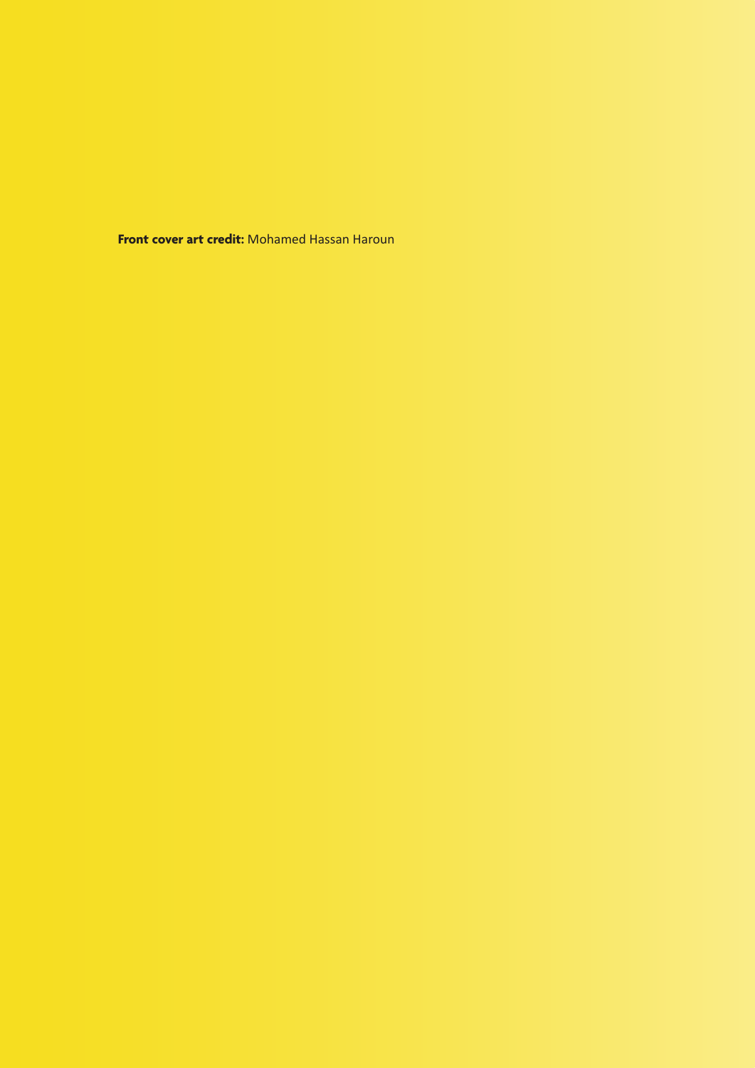**Front cover art credit:** Mohamed Hassan Haroun